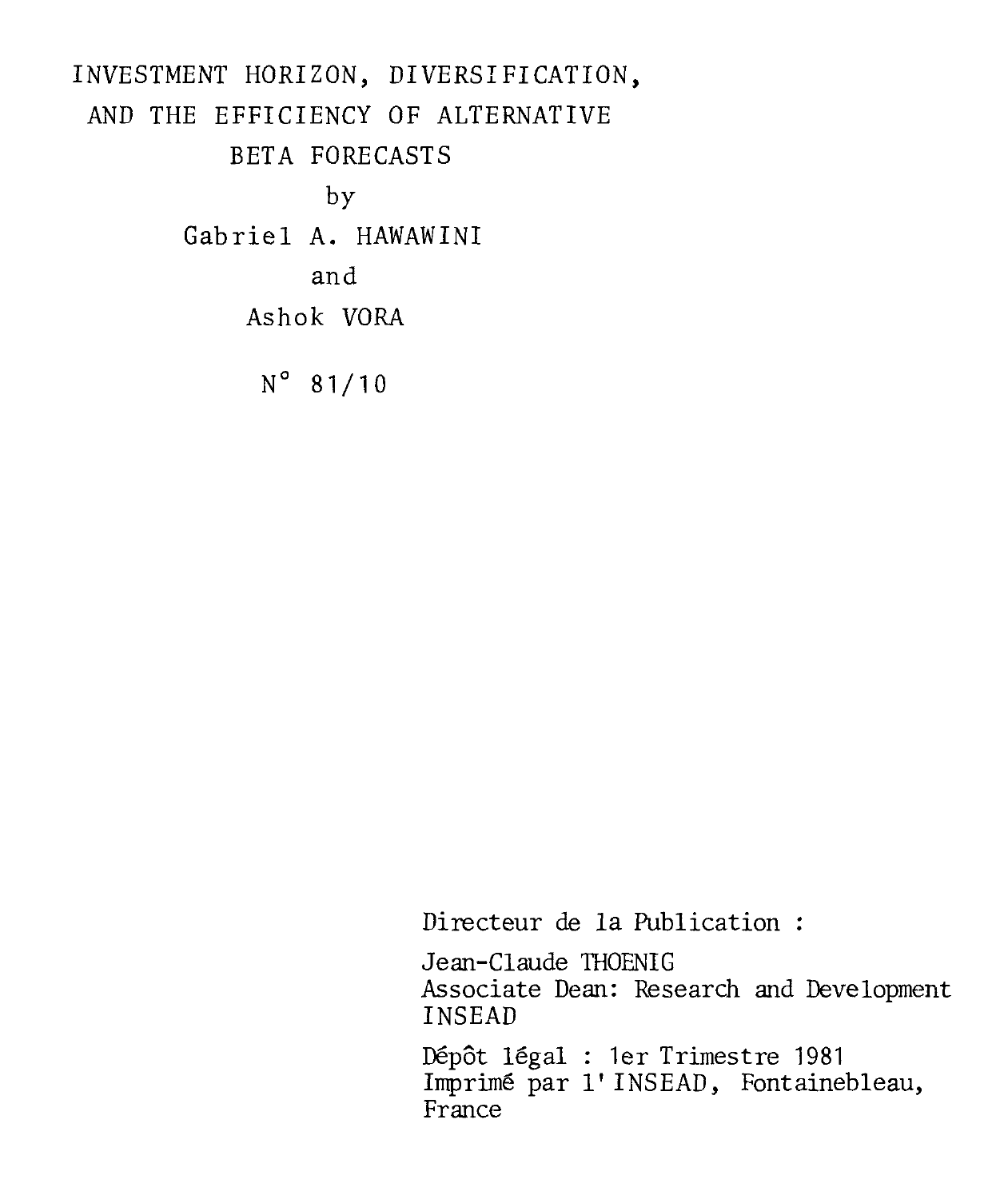# INVESTMENT HORIZON, DIVERSIFICATION, AND THE EFFICIENCY OF ALTERNATIVE BETA FORECASTS

by

Gabriel A. HAWAWINI

and

Ashok VORA

N° 81/10

Directeur de la Publication :

Jean-Claude THOENIG
Associate Dean: Research and Development
INSEAD

Dépôt légal : 1er Trimestre 1981
Imprimé par l'INSEAD, Fontainebleau, France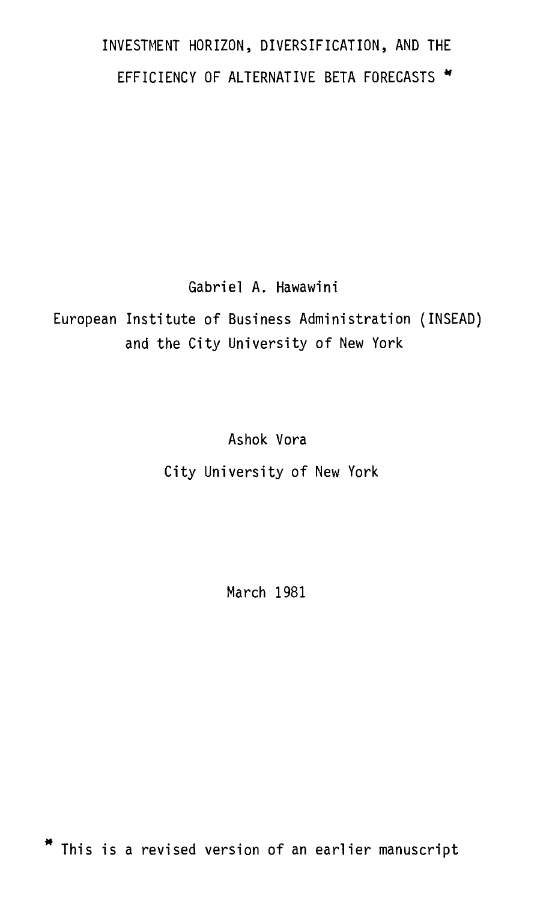# INVESTMENT HORIZON, DIVERSIFICATION, AND THE EFFICIENCY OF ALTERNATIVE BETA FORECASTS *

Gabriel A. Hawawini

European Institute of Business Administration (INSEAD) and the City University of New York

Ashok Vora

City University of New York

March 1981

\* This is a revised version of an earlier manuscript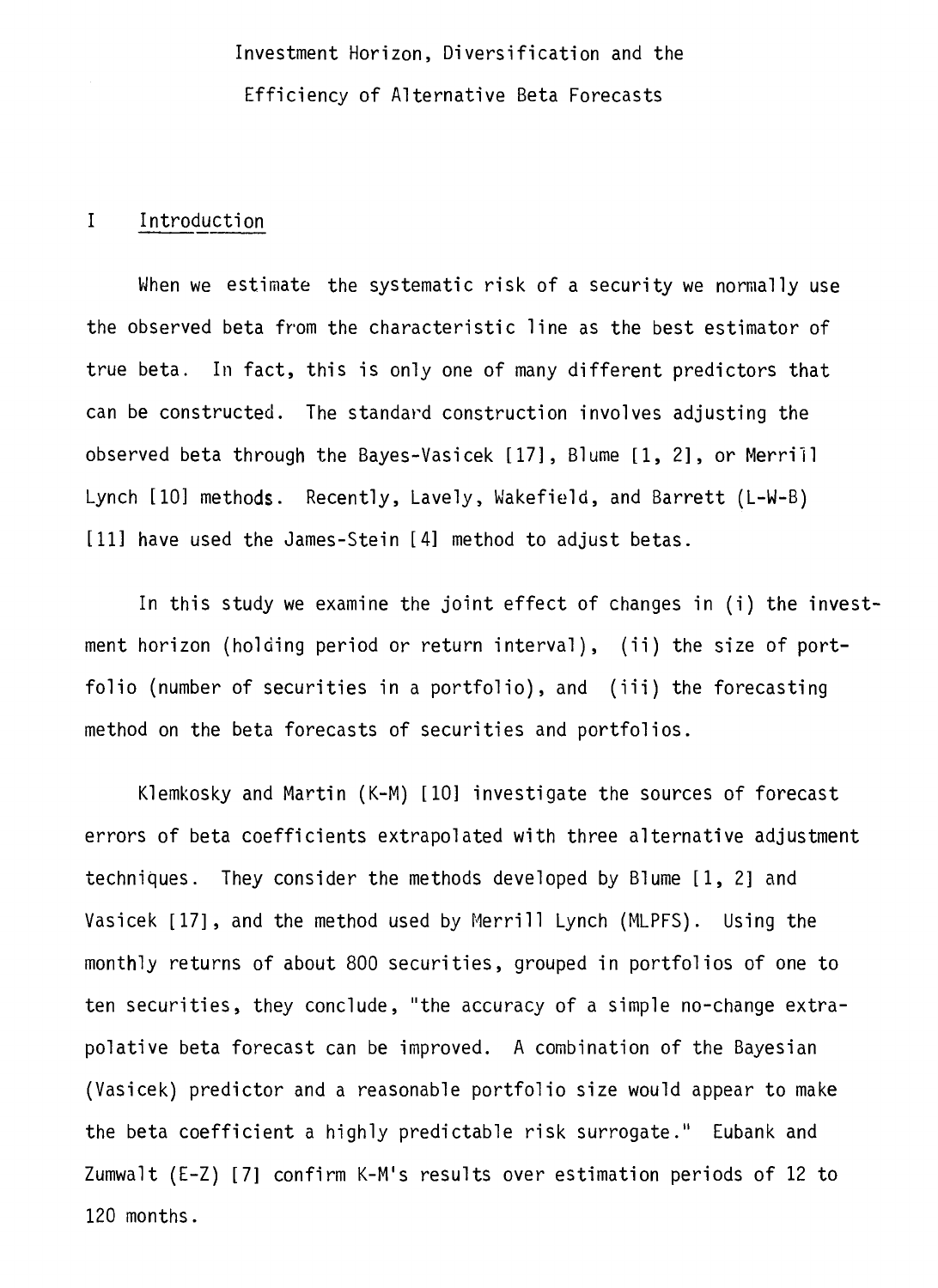Investment Horizon, Diversification and the Efficiency of Alternative Beta Forecasts

## I Introduction

When we estimate the systematic risk of a security we normally use the observed beta from the characteristic line as the best estimator of true beta. In fact, this is only one of many different predictors that can be constructed. The standard construction involves adjusting the observed beta through the Bayes-Vasicek [17], Blume [1, 2], or Merrill Lynch [10] methods. Recently, Lavely, Wakefield, and Barrett (L-W-B) [11] have used the James-Stein [4] method to adjust betas.

In this study we examine the joint effect of changes in (i) the investment horizon (holding period or return interval), (ii) the size of portfolio (number of securities in a portfolio), and (iii) the forecasting method on the beta forecasts of securities and portfolios.

Klemkosky and Martin (K-M) [10] investigate the sources of forecast errors of beta coefficients extrapolated with three alternative adjustment techniques. They consider the methods developed by Blume [1, 2] and Vasicek [17], and the method used by Merrill Lynch (MLPFS). Using the monthly returns of about 800 securities, grouped in portfolios of one to ten securities, they conclude, "the accuracy of a simple no-change extrapolative beta forecast can be improved. A combination of the Bayesian (Vasicek) predictor and a reasonable portfolio size would appear to make the beta coefficient a highly predictable risk surrogate." Eubank and Zumwalt (E-Z) [7] confirm K-M's results over estimation periods of 12 to 120 months.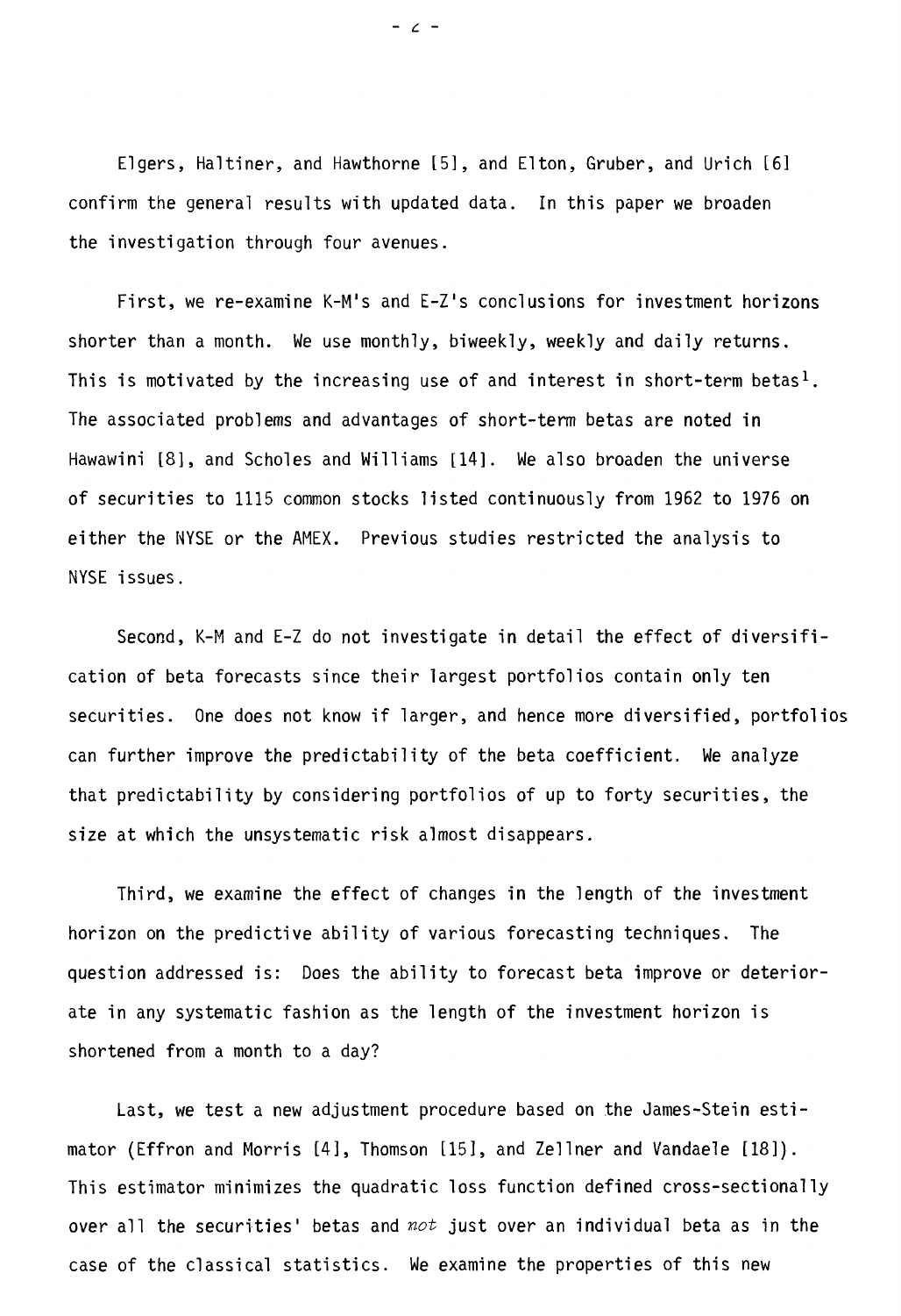Elgers, Haltiner, and Hawthorne [5], and Elton, Gruber, and Urich [6] confirm the general results with updated data. In this paper we broaden the investigation through four avenues.

First, we re-examine K-M's and E-Z's conclusions for investment horizons shorter than a month. We use monthly, biweekly, weekly and daily returns. This is motivated by the increasing use of and interest in short-term betas[1]. The associated problems and advantages of short-term betas are noted in Hawawini [8], and Scholes and Williams [14]. We also broaden the universe of securities to 1115 common stocks listed continuously from 1962 to 1976 on either the NYSE or the AMEX. Previous studies restricted the analysis to NYSE issues.

Second, K-M and E-Z do not investigate in detail the effect of diversification of beta forecasts since their largest portfolios contain only ten securities. One does not know if larger, and hence more diversified, portfolios can further improve the predictability of the beta coefficient. We analyze that predictability by considering portfolios of up to forty securities, the size at which the unsystematic risk almost disappears.

Third, we examine the effect of changes in the length of the investment horizon on the predictive ability of various forecasting techniques. The question addressed is: Does the ability to forecast beta improve or deteriorate in any systematic fashion as the length of the investment horizon is shortened from a month to a day?

Last, we test a new adjustment procedure based on the James-Stein estimator (Effron and Morris [4], Thomson [15], and Zellner and Vandaele [18]). This estimator minimizes the quadratic loss function defined cross-sectionally over all the securities' betas and *not* just over an individual beta as in the case of the classical statistics. We examine the properties of this new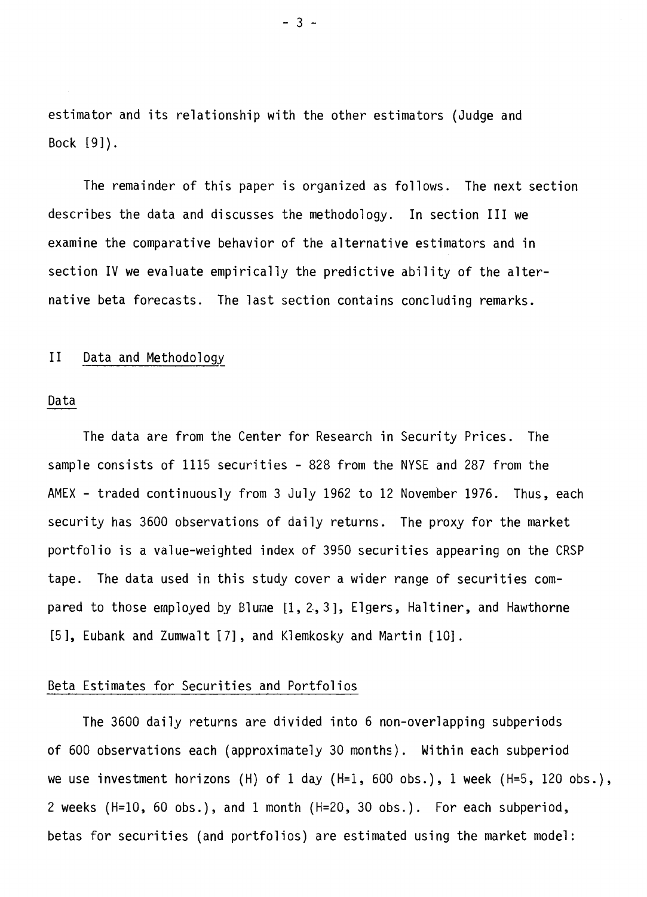estimator and its relationship with the other estimators (Judge and Bock [9]).

The remainder of this paper is organized as follows. The next section describes the data and discusses the methodology. In section III we examine the comparative behavior of the alternative estimators and in section IV we evaluate empirically the predictive ability of the alternative beta forecasts. The last section contains concluding remarks.

## II Data and Methodology

### Data

The data are from the Center for Research in Security Prices. The sample consists of 1115 securities - 828 from the NYSE and 287 from the AMEX - traded continuously from 3 July 1962 to 12 November 1976. Thus, each security has 3600 observations of daily returns. The proxy for the market portfolio is a value-weighted index of 3950 securities appearing on the CRSP tape. The data used in this study cover a wider range of securities compared to those employed by Blume [1, 2, 3], Elgers, Haltiner, and Hawthorne [5], Eubank and Zumwalt [7], and Klemkosky and Martin [10].

### Beta Estimates for Securities and Portfolios

The 3600 daily returns are divided into 6 non-overlapping subperiods of 600 observations each (approximately 30 months). Within each subperiod we use investment horizons (H) of 1 day (H=1, 600 obs.), 1 week (H=5, 120 obs.), 2 weeks (H=10, 60 obs.), and 1 month (H=20, 30 obs.). For each subperiod, betas for securities (and portfolios) are estimated using the market model: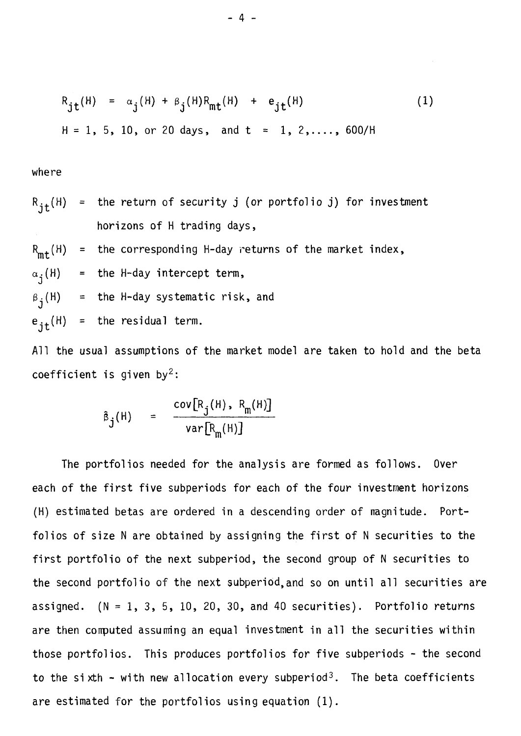$$R_{jt}(H) = \alpha_j(H) + \beta_j(H) R_{mt}(H) + e_{jt}(H) \tag{1}$$

$$H = 1, 5, 10, \text{ or } 20 \text{ days, and } t = 1, 2, \ldots, 600/H$$

where

$R_{jt}(H)$ = the return of security j (or portfolio j) for investment horizons of H trading days,

$R_{mt}(H)$ = the corresponding H-day returns of the market index,

$\alpha_j(H)$ = the H-day intercept term,

$\beta_j(H)$ = the H-day systematic risk, and

$e_{jt}(H)$ = the residual term.

All the usual assumptions of the market model are taken to hold and the beta coefficient is given by[2]:

$$\hat{\beta}_j(H) = \frac{\text{cov}[R_j(H), R_m(H)]}{\text{var}[R_m(H)]}$$

The portfolios needed for the analysis are formed as follows. Over each of the first five subperiods for each of the four investment horizons (H) estimated betas are ordered in a descending order of magnitude. Portfolios of size N are obtained by assigning the first of N securities to the first portfolio of the next subperiod, the second group of N securities to the second portfolio of the next subperiod, and so on until all securities are assigned. (N = 1, 3, 5, 10, 20, 30, and 40 securities). Portfolio returns are then computed assuming an equal investment in all the securities within those portfolios. This produces portfolios for five subperiods - the second to the sixth - with new allocation every subperiod[3]. The beta coefficients are estimated for the portfolios using equation (1).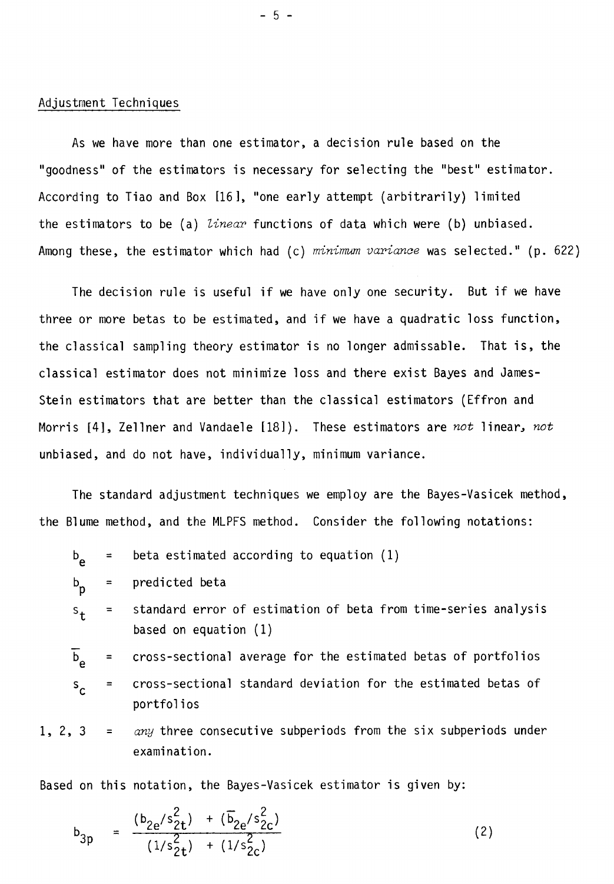## Adjustment Techniques

As we have more than one estimator, a decision rule based on the "goodness" of the estimators is necessary for selecting the "best" estimator. According to Tiao and Box [16], "one early attempt (arbitrarily) limited the estimators to be (a) *linear* functions of data which were (b) unbiased. Among these, the estimator which had (c) *minimum variance* was selected." (p. 622)

The decision rule is useful if we have only one security. But if we have three or more betas to be estimated, and if we have a quadratic loss function, the classical sampling theory estimator is no longer admissable. That is, the classical estimator does not minimize loss and there exist Bayes and James-Stein estimators that are better than the classical estimators (Effron and Morris [4], Zellner and Vandaele [18]). These estimators are *not* linear, *not* unbiased, and do not have, individually, minimum variance.

The standard adjustment techniques we employ are the Bayes-Vasicek method, the Blume method, and the MLPFS method. Consider the following notations:

$b_e$ = beta estimated according to equation (1)

$b_p$ = predicted beta

$s_t$ = standard error of estimation of beta from time-series analysis based on equation (1)

$\overline{b}_e$ = cross-sectional average for the estimated betas of portfolios

$s_c$ = cross-sectional standard deviation for the estimated betas of portfolios

1, 2, 3 = *any* three consecutive subperiods from the six subperiods under examination.

Based on this notation, the Bayes-Vasicek estimator is given by:

$$b_{3p} = \frac{(b_{2e}/s_{2t}^2) + (\overline{b}_{2e}/s_{2c}^2)}{(1/s_{2t}^2) + (1/s_{2c}^2)} \tag{2}$$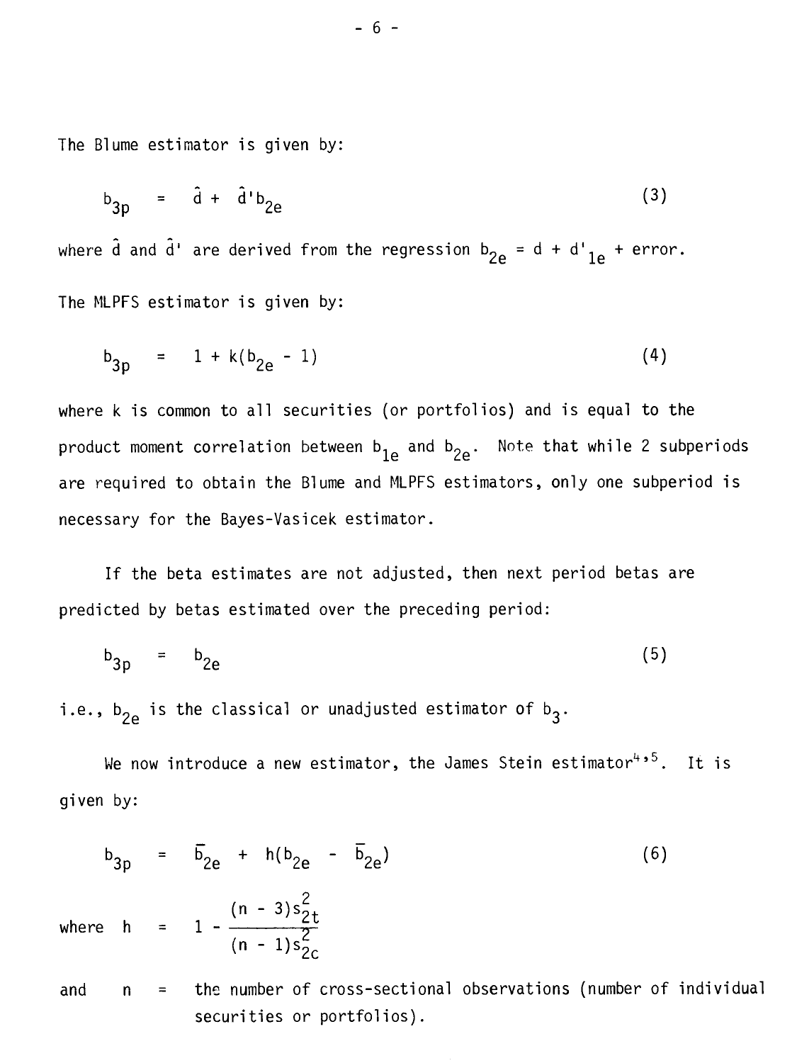The Blume estimator is given by:

$$b_{3p} = \hat{d} + \hat{d}' b_{2e} \tag{3}$$

where $\hat{d}$ and $\hat{d}'$ are derived from the regression $b_{2e} = d + d'_{1e}$ + error.

The MLPFS estimator is given by:

$$b_{3p} = 1 + k(b_{2e} - 1) \tag{4}$$

where k is common to all securities (or portfolios) and is equal to the product moment correlation between $b_{1e}$ and $b_{2e}$. Note that while 2 subperiods are required to obtain the Blume and MLPFS estimators, only one subperiod is necessary for the Bayes-Vasicek estimator.

If the beta estimates are not adjusted, then next period betas are predicted by betas estimated over the preceding period:

$$b_{3p} = b_{2e} \tag{5}$$

i.e., $b_{2e}$ is the classical or unadjusted estimator of $b_3$.

We now introduce a new estimator, the James Stein estimator[4,5]. It is given by:

$$b_{3p} = \bar{b}_{2e} + h(b_{2e} - \bar{b}_{2e}) \tag{6}$$

where $h = 1 - \dfrac{(n-3)s_{2t}^2}{(n-1)s_{2c}^2}$

and n = the number of cross-sectional observations (number of individual securities or portfolios).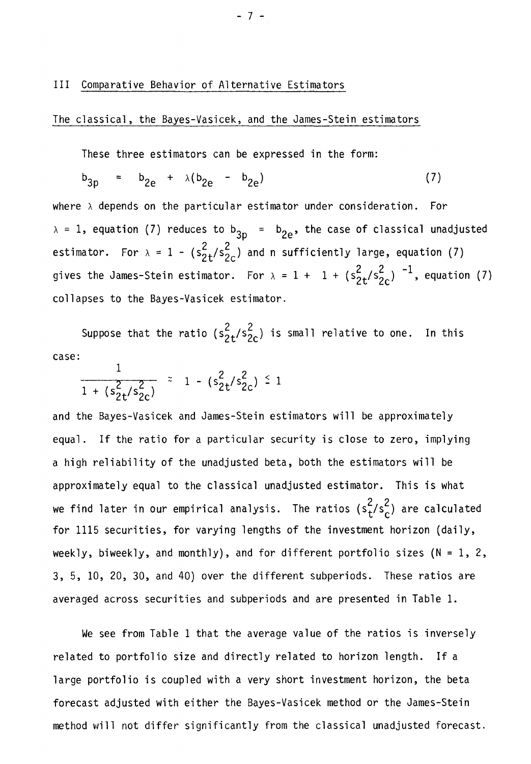## III Comparative Behavior of Alternative Estimators

### The classical, the Bayes-Vasicek, and the James-Stein estimators

These three estimators can be expressed in the form:

$$b_{3p} = b_{2e} + \lambda(b_{2e} - b_{2e}) \tag{7}$$

where $\lambda$ depends on the particular estimator under consideration. For $\lambda = 1$, equation (7) reduces to $b_{3p} = b_{2e}$, the case of classical unadjusted estimator. For $\lambda = 1 - (s_{2t}^2/s_{2c}^2)$ and n sufficiently large, equation (7) gives the James-Stein estimator. For $\lambda = 1 + \ 1 + (s_{2t}^2/s_{2c}^2)\ ^{-1}$, equation (7) collapses to the Bayes-Vasicek estimator.

Suppose that the ratio $(s_{2t}^2/s_{2c}^2)$ is small relative to one. In this case:

$$\frac{1}{1 + (s_{2t}^2/s_{2c}^2)} \simeq 1 - (s_{2t}^2/s_{2c}^2) \leq 1$$

and the Bayes-Vasicek and James-Stein estimators will be approximately equal. If the ratio for a particular security is close to zero, implying a high reliability of the unadjusted beta, both the estimators will be approximately equal to the classical unadjusted estimator. This is what we find later in our empirical analysis. The ratios $(s_t^2/s_c^2)$ are calculated for 1115 securities, for varying lengths of the investment horizon (daily, weekly, biweekly, and monthly), and for different portfolio sizes (N = 1, 2, 3, 5, 10, 20, 30, and 40) over the different subperiods. These ratios are averaged across securities and subperiods and are presented in Table 1.

We see from Table 1 that the average value of the ratios is inversely related to portfolio size and directly related to horizon length. If a large portfolio is coupled with a very short investment horizon, the beta forecast adjusted with either the Bayes-Vasicek method or the James-Stein method will not differ significantly from the classical unadjusted forecast.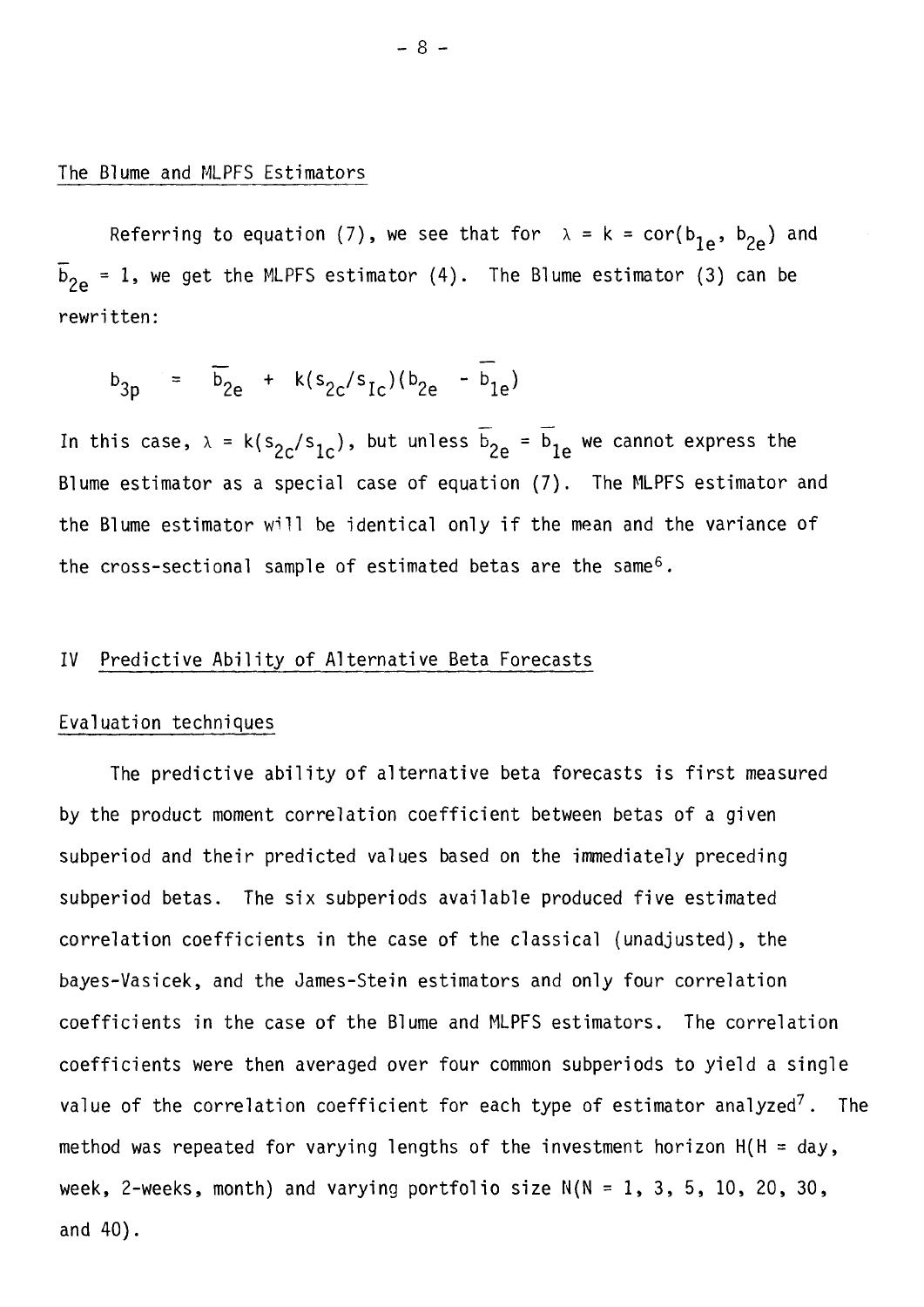### The Blume and MLPFS Estimators

Referring to equation (7), we see that for $\lambda = k = \text{cor}(b_{1e}, b_{2e})$ and $\bar{b}_{2e} = 1$, we get the MLPFS estimator (4). The Blume estimator (3) can be rewritten:

$$b_{3p} = \bar{b}_{2e} + k(s_{2c}/s_{1c})(b_{2e} - \bar{b}_{1e})$$

In this case, $\lambda = k(s_{2c}/s_{1c})$, but unless $\bar{b}_{2e} = \bar{b}_{1e}$ we cannot express the Blume estimator as a special case of equation (7). The MLPFS estimator and the Blume estimator will be identical only if the mean and the variance of the cross-sectional sample of estimated betas are the same[6].

## IV Predictive Ability of Alternative Beta Forecasts

### Evaluation techniques

The predictive ability of alternative beta forecasts is first measured by the product moment correlation coefficient between betas of a given subperiod and their predicted values based on the immediately preceding subperiod betas. The six subperiods available produced five estimated correlation coefficients in the case of the classical (unadjusted), the bayes-Vasicek, and the James-Stein estimators and only four correlation coefficients in the case of the Blume and MLPFS estimators. The correlation coefficients were then averaged over four common subperiods to yield a single value of the correlation coefficient for each type of estimator analyzed[7]. The method was repeated for varying lengths of the investment horizon H(H = day, week, 2-weeks, month) and varying portfolio size N(N = 1, 3, 5, 10, 20, 30, and 40).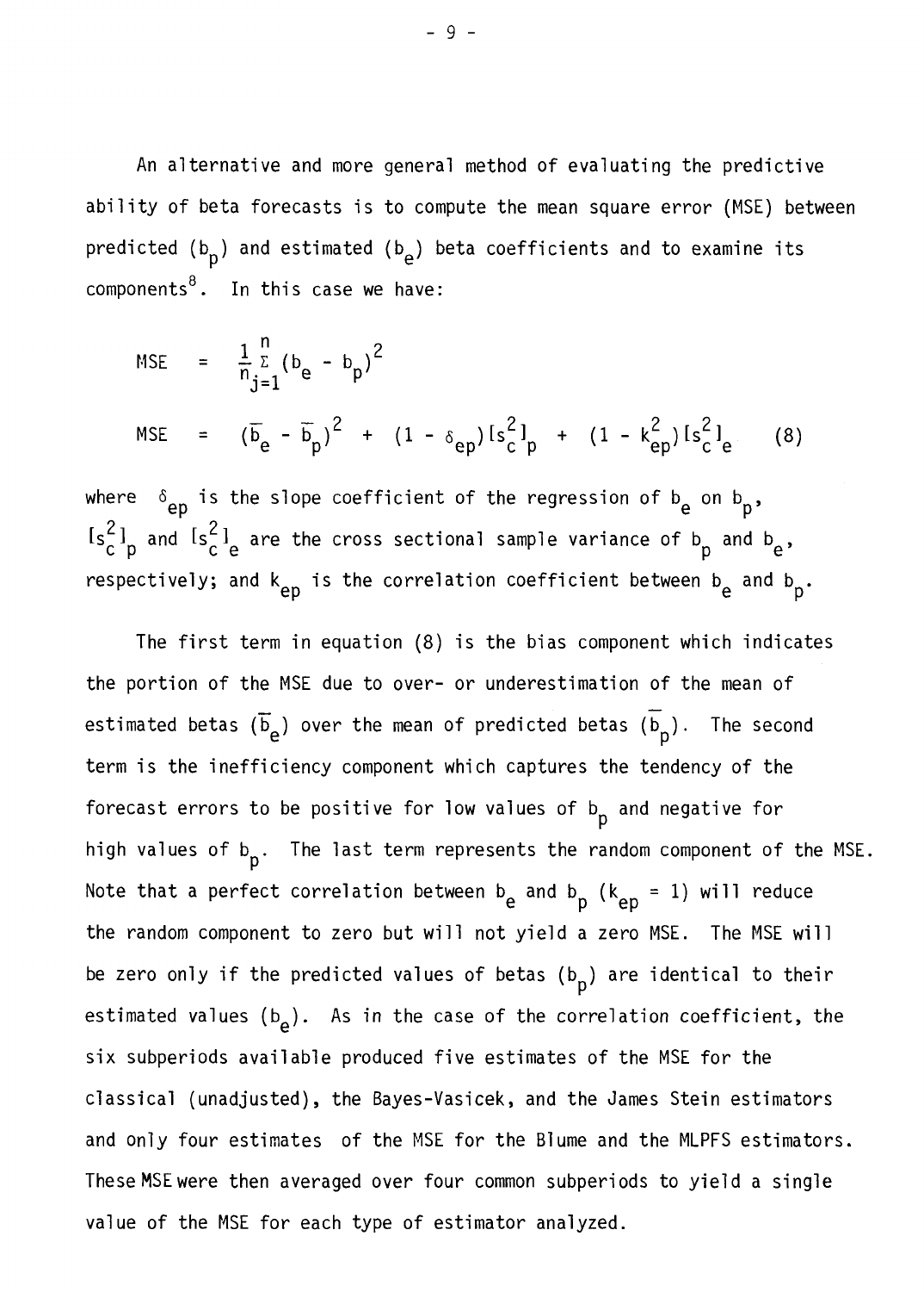An alternative and more general method of evaluating the predictive ability of beta forecasts is to compute the mean square error (MSE) between predicted ($b_p$) and estimated ($b_e$) beta coefficients and to examine its components[8]. In this case we have:

$$\text{MSE} = \frac{1}{n}\sum_{j=1}^{n}(b_e - b_p)^2$$

$$\text{MSE} = (\bar{b}_e - \bar{b}_p)^2 + (1 - \delta_{ep})[s_c^2]_p + (1 - k_{ep}^2)[s_c^2]_e \qquad (8)$$

where $\delta_{ep}$ is the slope coefficient of the regression of $b_e$ on $b_p$, $[s_c^2]_p$ and $[s_c^2]_e$ are the cross sectional sample variance of $b_p$ and $b_e$, respectively; and $k_{ep}$ is the correlation coefficient between $b_e$ and $b_p$.

The first term in equation (8) is the bias component which indicates the portion of the MSE due to over- or underestimation of the mean of estimated betas ($\bar{b}_e$) over the mean of predicted betas ($\bar{b}_p$). The second term is the inefficiency component which captures the tendency of the forecast errors to be positive for low values of $b_p$ and negative for high values of $b_p$. The last term represents the random component of the MSE. Note that a perfect correlation between $b_e$ and $b_p$ ($k_{ep} = 1$) will reduce the random component to zero but will not yield a zero MSE. The MSE will be zero only if the predicted values of betas ($b_p$) are identical to their estimated values ($b_e$). As in the case of the correlation coefficient, the six subperiods available produced five estimates of the MSE for the classical (unadjusted), the Bayes-Vasicek, and the James Stein estimators and only four estimates of the MSE for the Blume and the MLPFS estimators. These MSE were then averaged over four common subperiods to yield a single value of the MSE for each type of estimator analyzed.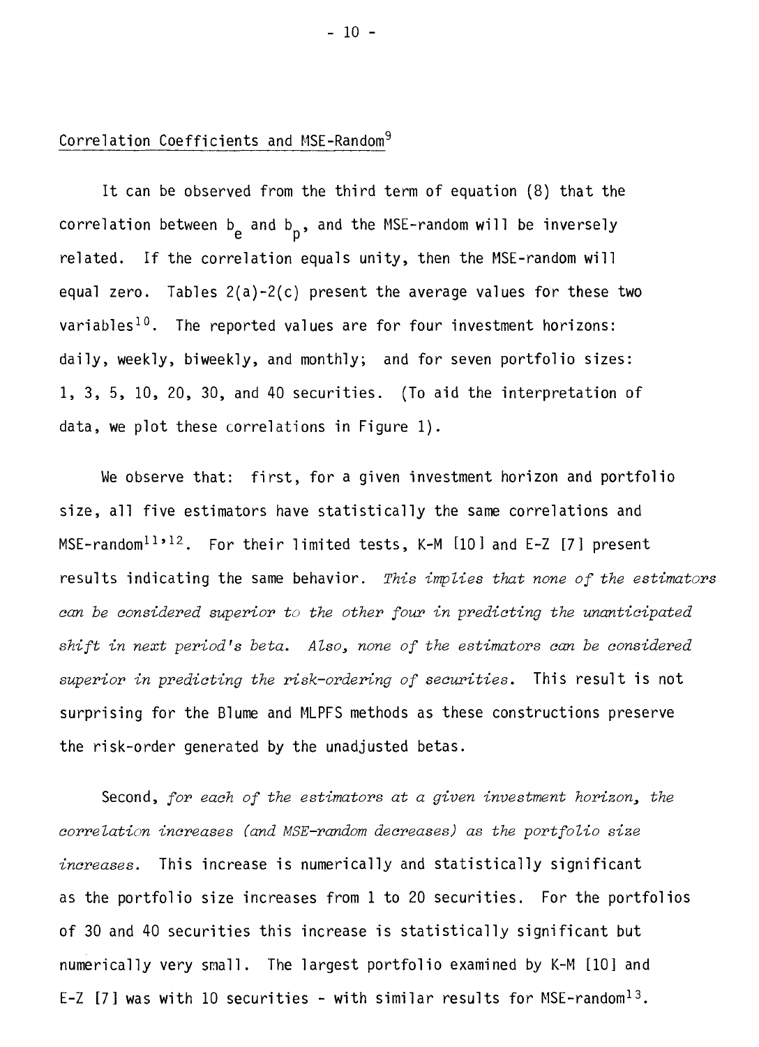## Correlation Coefficients and MSE-Random[9]

It can be observed from the third term of equation (8) that the correlation between $b_e$ and $b_p$, and the MSE-random will be inversely related. If the correlation equals unity, then the MSE-random will equal zero. Tables 2(a)-2(c) present the average values for these two variables[10]. The reported values are for four investment horizons: daily, weekly, biweekly, and monthly; and for seven portfolio sizes: 1, 3, 5, 10, 20, 30, and 40 securities. (To aid the interpretation of data, we plot these correlations in Figure 1).

We observe that: first, for a given investment horizon and portfolio size, all five estimators have statistically the same correlations and MSE-random[11,12]. For their limited tests, K-M [10] and E-Z [7] present results indicating the same behavior. *This implies that none of the estimators can be considered superior to the other four in predicting the unanticipated shift in next period's beta. Also, none of the estimators can be considered superior in predicting the risk-ordering of securities.* This result is not surprising for the Blume and MLPFS methods as these constructions preserve the risk-order generated by the unadjusted betas.

Second, *for each of the estimators at a given investment horizon, the correlation increases (and MSE-random decreases) as the portfolio size increases.* This increase is numerically and statistically significant as the portfolio size increases from 1 to 20 securities. For the portfolios of 30 and 40 securities this increase is statistically significant but numerically very small. The largest portfolio examined by K-M [10] and E-Z [7] was with 10 securities - with similar results for MSE-random[13].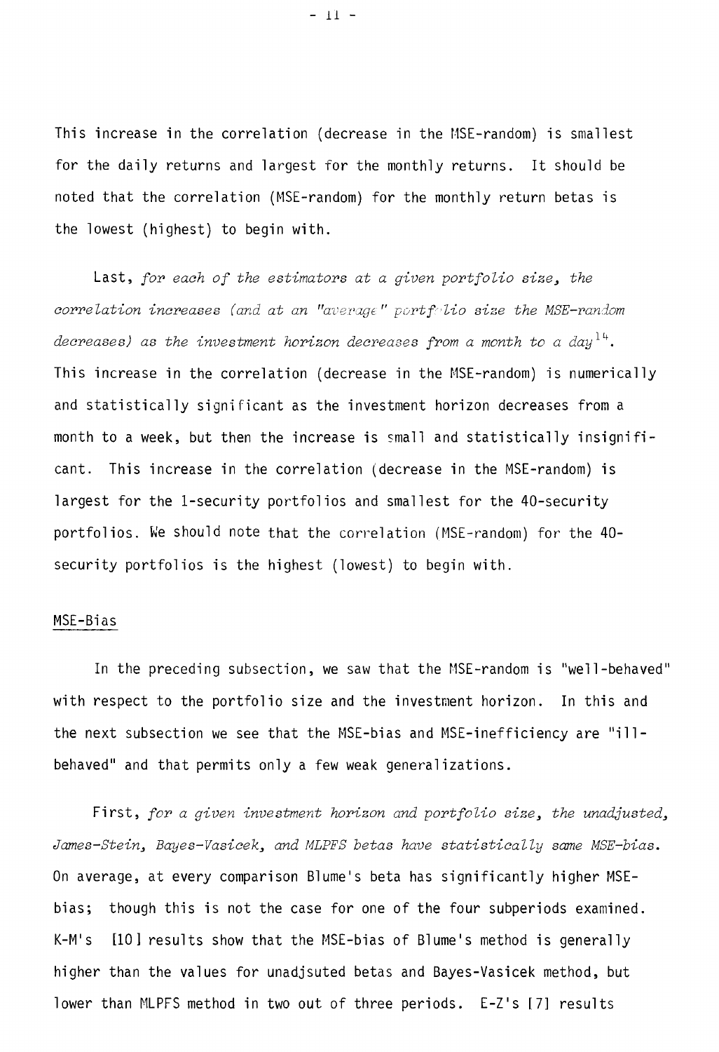This increase in the correlation (decrease in the MSE-random) is smallest for the daily returns and largest for the monthly returns. It should be noted that the correlation (MSE-random) for the monthly return betas is the lowest (highest) to begin with.

Last, *for each of the estimators at a given portfolio size, the correlation increases (and at an "average" portfolio size the MSE-random decreases) as the investment horizon decreases from a month to a day*[14]. This increase in the correlation (decrease in the MSE-random) is numerically and statistically significant as the investment horizon decreases from a month to a week, but then the increase is small and statistically insignificant. This increase in the correlation (decrease in the MSE-random) is largest for the 1-security portfolios and smallest for the 40-security portfolios. We should note that the correlation (MSE-random) for the 40-security portfolios is the highest (lowest) to begin with.

## MSE-Bias

In the preceding subsection, we saw that the MSE-random is "well-behaved" with respect to the portfolio size and the investment horizon. In this and the next subsection we see that the MSE-bias and MSE-inefficiency are "ill-behaved" and that permits only a few weak generalizations.

First, *for a given investment horizon and portfolio size, the unadjusted, James-Stein, Bayes-Vasicek, and MLPFS betas have statistically same MSE-bias.* On average, at every comparison Blume's beta has significantly higher MSE-bias; though this is not the case for one of the four subperiods examined. K-M's [10] results show that the MSE-bias of Blume's method is generally higher than the values for unadjsuted betas and Bayes-Vasicek method, but lower than MLPFS method in two out of three periods. E-Z's [7] results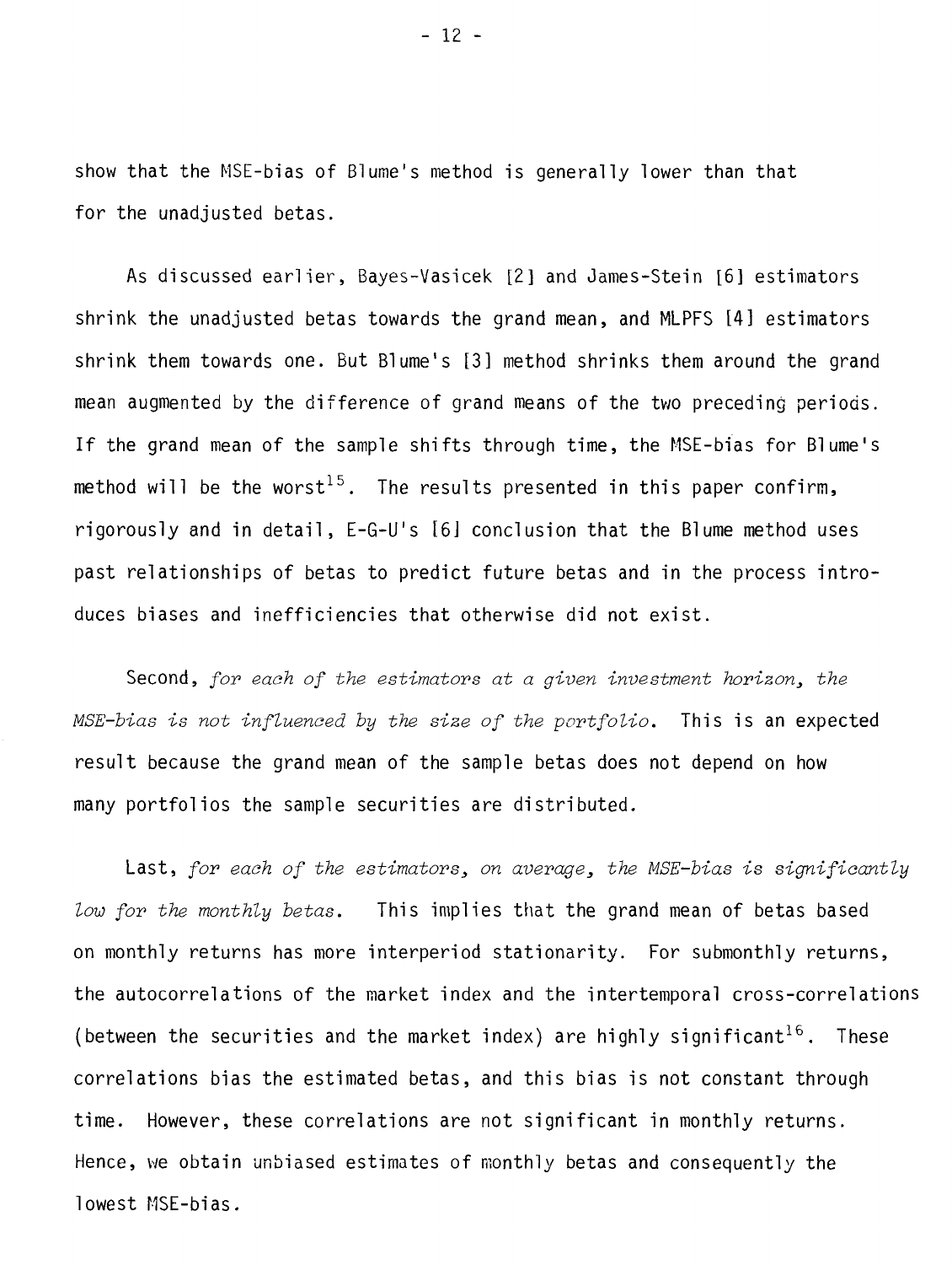show that the MSE-bias of Blume's method is generally lower than that for the unadjusted betas.

As discussed earlier, Bayes-Vasicek [2] and James-Stein [6] estimators shrink the unadjusted betas towards the grand mean, and MLPFS [4] estimators shrink them towards one. But Blume's [3] method shrinks them around the grand mean augmented by the difference of grand means of the two preceding periods. If the grand mean of the sample shifts through time, the MSE-bias for Blume's method will be the worst[15]. The results presented in this paper confirm, rigorously and in detail, E-G-U's [6] conclusion that the Blume method uses past relationships of betas to predict future betas and in the process introduces biases and inefficiencies that otherwise did not exist.

Second, *for each of the estimators at a given investment horizon, the MSE-bias is not influenced by the size of the portfolio.* This is an expected result because the grand mean of the sample betas does not depend on how many portfolios the sample securities are distributed.

Last, *for each of the estimators, on average, the MSE-bias is significantly low for the monthly betas.* This implies that the grand mean of betas based on monthly returns has more interperiod stationarity. For submonthly returns, the autocorrelations of the market index and the intertemporal cross-correlations (between the securities and the market index) are highly significant[16]. These correlations bias the estimated betas, and this bias is not constant through time. However, these correlations are not significant in monthly returns. Hence, we obtain unbiased estimates of monthly betas and consequently the lowest MSE-bias.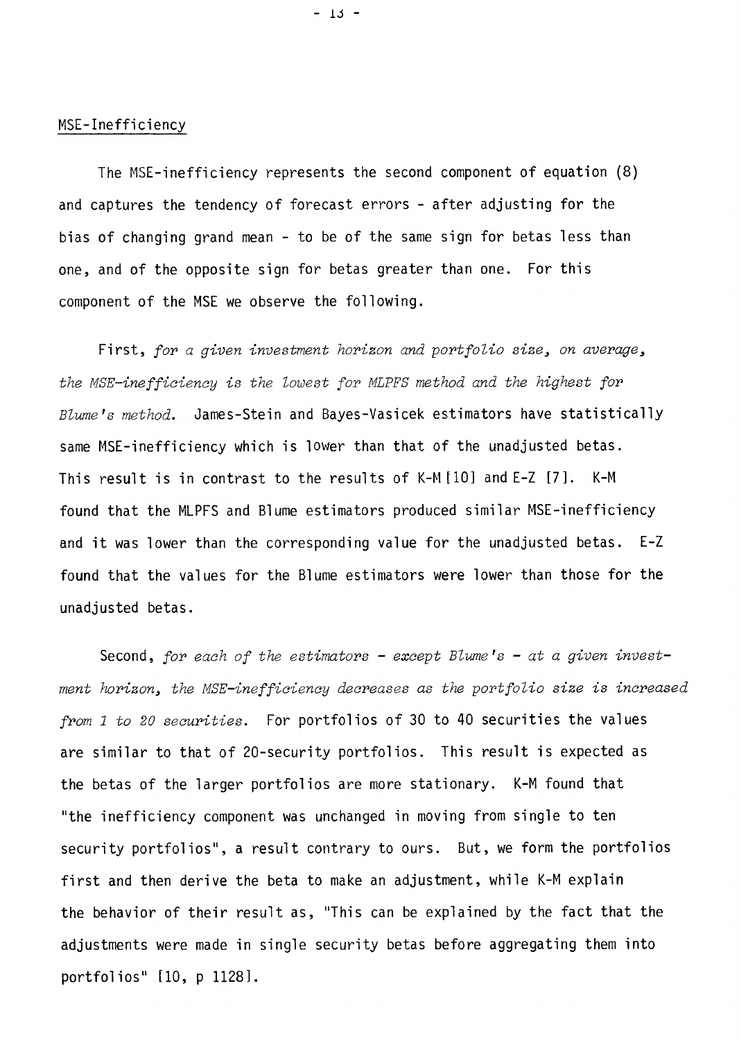## MSE-Inefficiency

The MSE-inefficiency represents the second component of equation (8) and captures the tendency of forecast errors - after adjusting for the bias of changing grand mean - to be of the same sign for betas less than one, and of the opposite sign for betas greater than one. For this component of the MSE we observe the following.

First, *for a given investment horizon and portfolio size, on average, the MSE-inefficiency is the lowest for MLPFS method and the highest for Blume's method.* James-Stein and Bayes-Vasicek estimators have statistically same MSE-inefficiency which is lower than that of the unadjusted betas. This result is in contrast to the results of K-M [10] and E-Z [7]. K-M found that the MLPFS and Blume estimators produced similar MSE-inefficiency and it was lower than the corresponding value for the unadjusted betas. E-Z found that the values for the Blume estimators were lower than those for the unadjusted betas.

Second, *for each of the estimators - except Blume's - at a given investment horizon, the MSE-inefficiency decreases as the portfolio size is increased from 1 to 20 securities.* For portfolios of 30 to 40 securities the values are similar to that of 20-security portfolios. This result is expected as the betas of the larger portfolios are more stationary. K-M found that "the inefficiency component was unchanged in moving from single to ten security portfolios", a result contrary to ours. But, we form the portfolios first and then derive the beta to make an adjustment, while K-M explain the behavior of their result as, "This can be explained by the fact that the adjustments were made in single security betas before aggregating them into portfolios" [10, p 1128].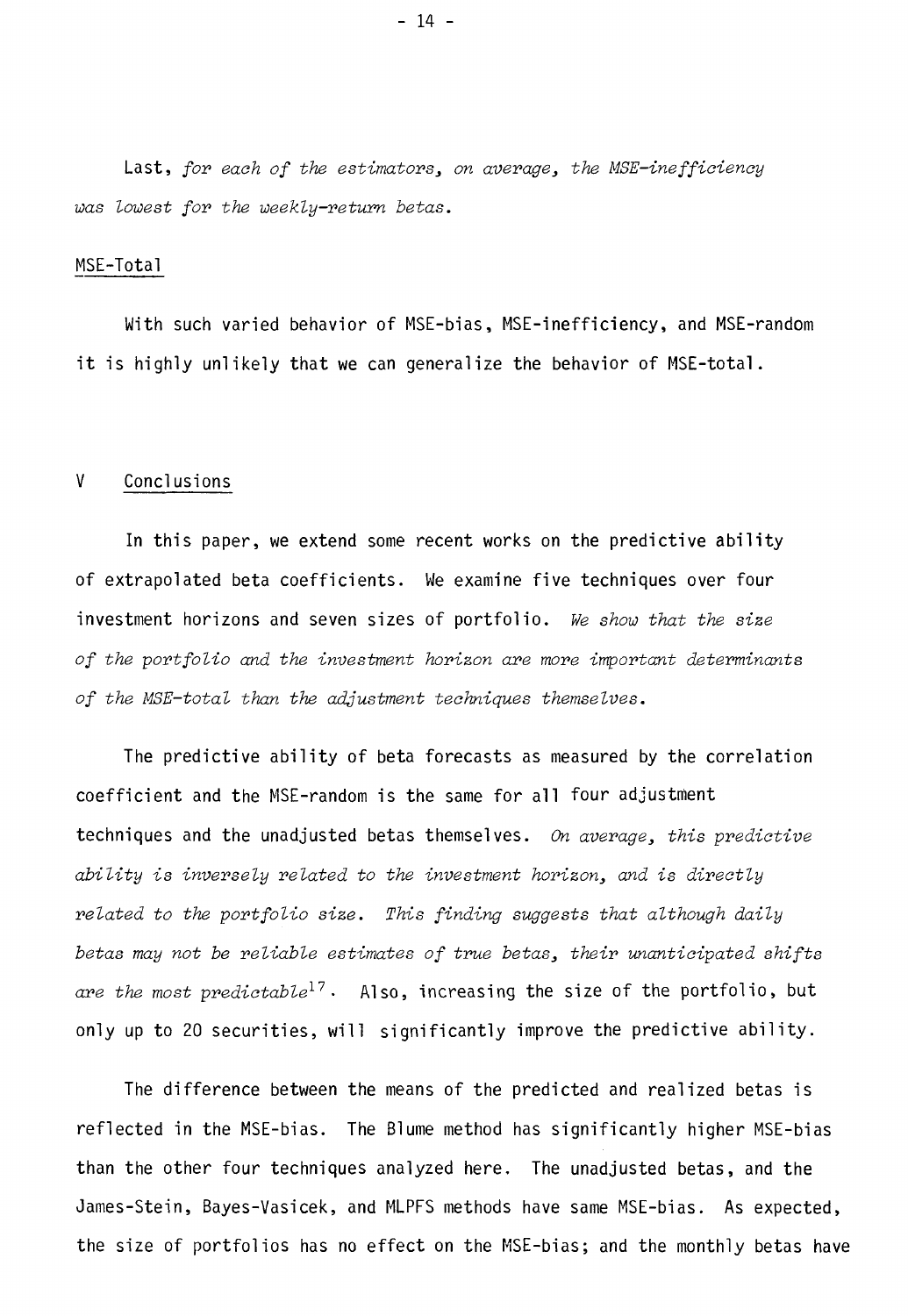Last, *for each of the estimators, on average, the MSE-inefficiency was lowest for the weekly-return betas.*

## MSE-Total

With such varied behavior of MSE-bias, MSE-inefficiency, and MSE-random it is highly unlikely that we can generalize the behavior of MSE-total.

# V Conclusions

In this paper, we extend some recent works on the predictive ability of extrapolated beta coefficients. We examine five techniques over four investment horizons and seven sizes of portfolio. *We show that the size of the portfolio and the investment horizon are more important determinants of the MSE-total than the adjustment techniques themselves.*

The predictive ability of beta forecasts as measured by the correlation coefficient and the MSE-random is the same for all four adjustment techniques and the unadjusted betas themselves. *On average, this predictive ability is inversely related to the investment horizon, and is directly related to the portfolio size. This finding suggests that although daily betas may not be reliable estimates of true betas, their unanticipated shifts are the most predictable*[17]. Also, increasing the size of the portfolio, but only up to 20 securities, will significantly improve the predictive ability.

The difference between the means of the predicted and realized betas is reflected in the MSE-bias. The Blume method has significantly higher MSE-bias than the other four techniques analyzed here. The unadjusted betas, and the James-Stein, Bayes-Vasicek, and MLPFS methods have same MSE-bias. As expected, the size of portfolios has no effect on the MSE-bias; and the monthly betas have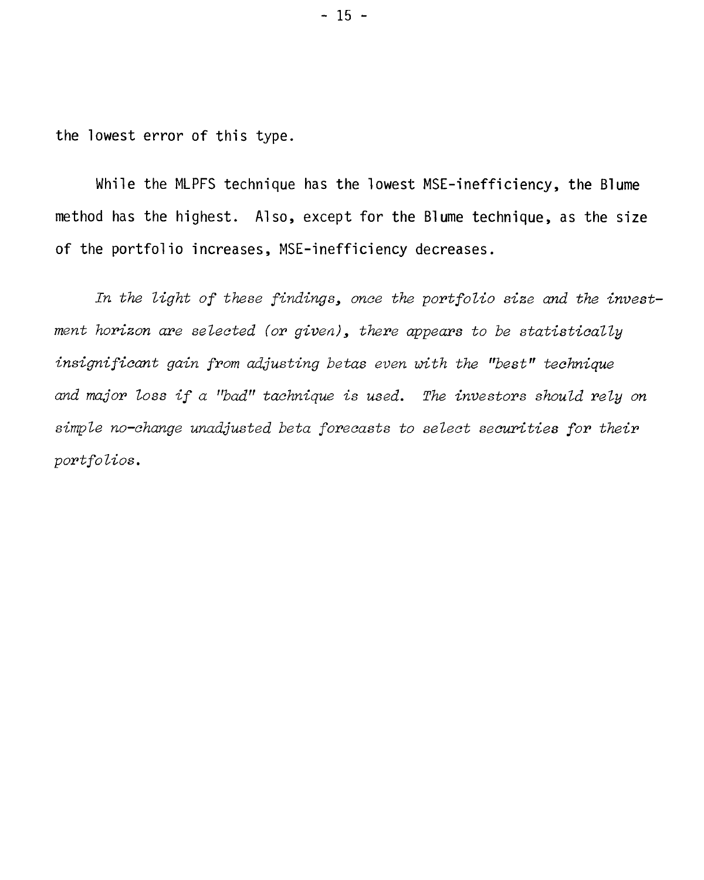the lowest error of this type.

While the MLPFS technique has the lowest MSE-inefficiency, the Blume method has the highest. Also, except for the Blume technique, as the size of the portfolio increases, MSE-inefficiency decreases.

*In the light of these findings, once the portfolio size and the investment horizon are selected (or given), there appears to be statistically insignificant gain from adjusting betas even with the "best" technique and major loss if a "bad" tachnique is used. The investors should rely on simple no-change unadjusted beta forecasts to select securities for their portfolios.*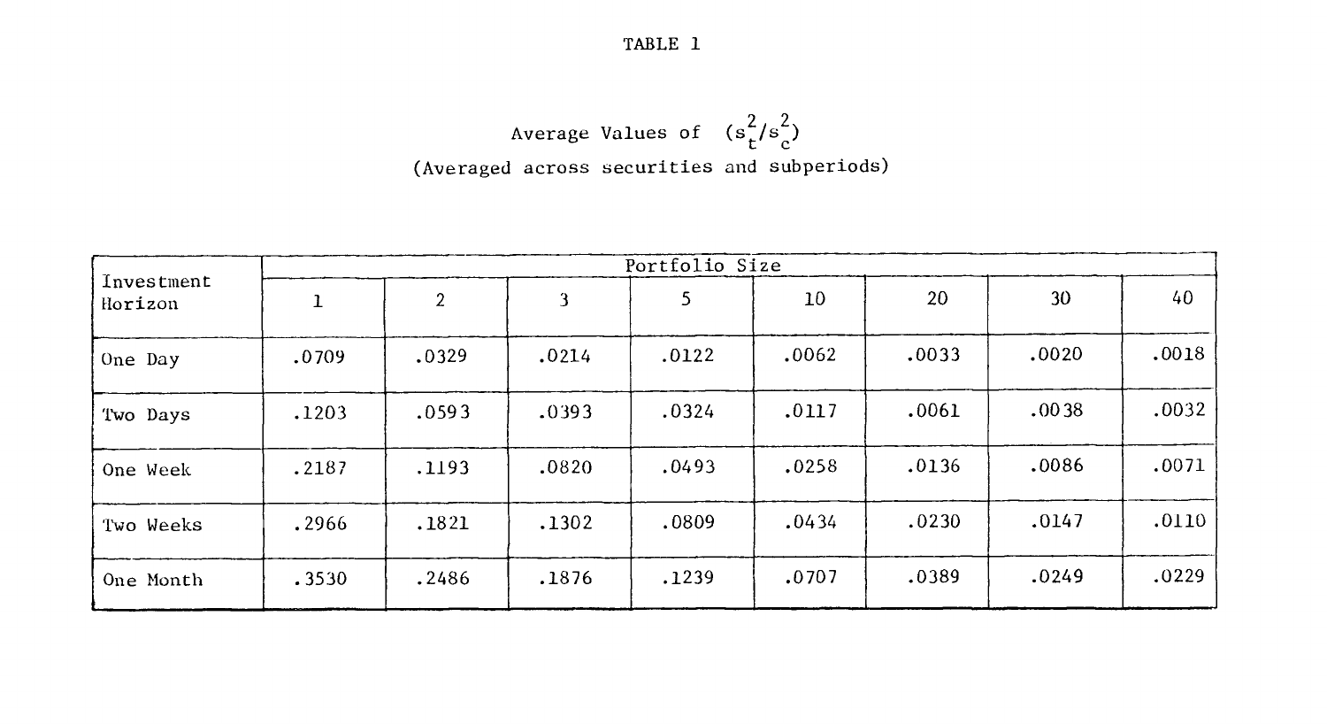TABLE 1

Average Values of $(s_t^2/s_c^2)$

(Averaged across securities and subperiods)

| Investment Horizon | Portfolio Size | | | | | | | |
|---|---|---|---|---|---|---|---|---|
| | 1 | 2 | 3 | 5 | 10 | 20 | 30 | 40 |
| One Day | .0709 | .0329 | .0214 | .0122 | .0062 | .0033 | .0020 | .0018 |
| Two Days | .1203 | .0593 | .0393 | .0324 | .0117 | .0061 | .0038 | .0032 |
| One Week | .2187 | .1193 | .0820 | .0493 | .0258 | .0136 | .0086 | .0071 |
| Two Weeks | .2966 | .1821 | .1302 | .0809 | .0434 | .0230 | .0147 | .0110 |
| One Month | .3530 | .2486 | .1876 | .1239 | .0707 | .0389 | .0249 | .0229 |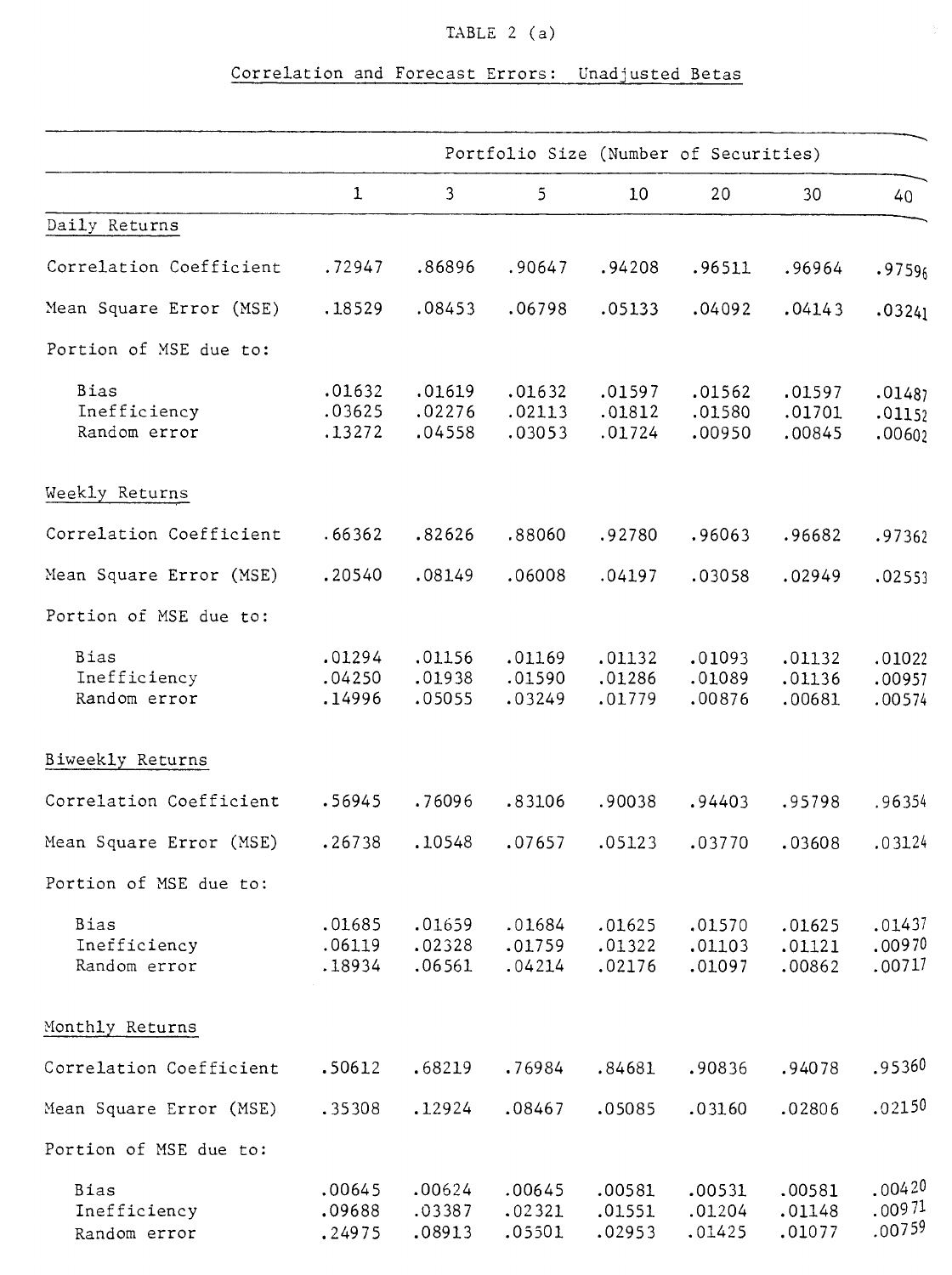TABLE 2 (a)

Correlation and Forecast Errors: Unadjusted Betas

| | Portfolio Size (Number of Securities) | | | | | | |
|---|---|---|---|---|---|---|---|
| | 1 | 3 | 5 | 10 | 20 | 30 | 40 |
| **Daily Returns** | | | | | | | |
| Correlation Coefficient | .72947 | .86896 | .90647 | .94208 | .96511 | .96964 | .97596 |
| Mean Square Error (MSE) | .18529 | .08453 | .06798 | .05133 | .04092 | .04143 | .03241 |
| Portion of MSE due to: | | | | | | | |
| Bias | .01632 | .01619 | .01632 | .01597 | .01562 | .01597 | .01487 |
| Inefficiency | .03625 | .02276 | .02113 | .01812 | .01580 | .01701 | .01152 |
| Random error | .13272 | .04558 | .03053 | .01724 | .00950 | .00845 | .00602 |
| **Weekly Returns** | | | | | | | |
| Correlation Coefficient | .66362 | .82626 | .88060 | .92780 | .96063 | .96682 | .97362 |
| Mean Square Error (MSE) | .20540 | .08149 | .06008 | .04197 | .03058 | .02949 | .02553 |
| Portion of MSE due to: | | | | | | | |
| Bias | .01294 | .01156 | .01169 | .01132 | .01093 | .01132 | .01022 |
| Inefficiency | .04250 | .01938 | .01590 | .01286 | .01089 | .01136 | .00957 |
| Random error | .14996 | .05055 | .03249 | .01779 | .00876 | .00681 | .00574 |
| **Biweekly Returns** | | | | | | | |
| Correlation Coefficient | .56945 | .76096 | .83106 | .90038 | .94403 | .95798 | .96354 |
| Mean Square Error (MSE) | .26738 | .10548 | .07657 | .05123 | .03770 | .03608 | .03124 |
| Portion of MSE due to: | | | | | | | |
| Bias | .01685 | .01659 | .01684 | .01625 | .01570 | .01625 | .01437 |
| Inefficiency | .06119 | .02328 | .01759 | .01322 | .01103 | .01121 | .00970 |
| Random error | .18934 | .06561 | .04214 | .02176 | .01097 | .00862 | .00717 |
| **Monthly Returns** | | | | | | | |
| Correlation Coefficient | .50612 | .68219 | .76984 | .84681 | .90836 | .94078 | .95360 |
| Mean Square Error (MSE) | .35308 | .12924 | .08467 | .05085 | .03160 | .02806 | .02150 |
| Portion of MSE due to: | | | | | | | |
| Bias | .00645 | .00624 | .00645 | .00581 | .00531 | .00581 | .00420 |
| Inefficiency | .09688 | .03387 | .02321 | .01551 | .01204 | .01148 | .00971 |
| Random error | .24975 | .08913 | .05501 | .02953 | .01425 | .01077 | .00759 |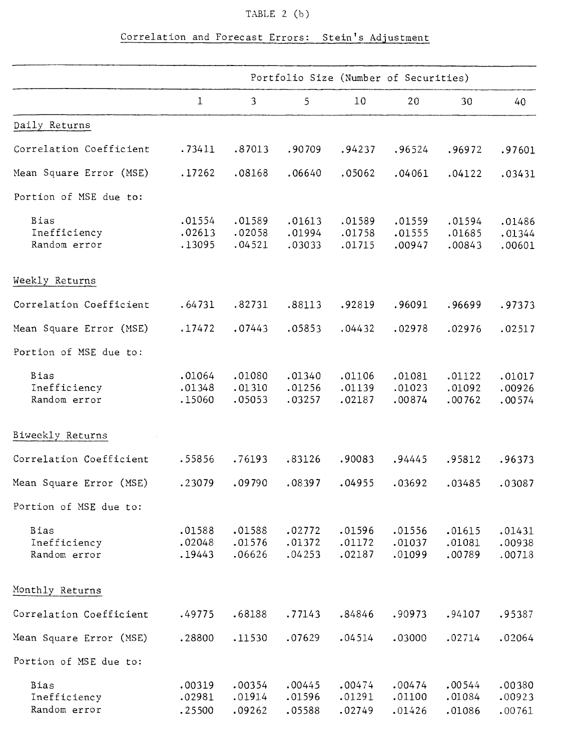TABLE 2 (b)

Correlation and Forecast Errors: Stein's Adjustment

| | Portfolio Size (Number of Securities) | | | | | | |
|---|---|---|---|---|---|---|---|
| | 1 | 3 | 5 | 10 | 20 | 30 | 40 |
| Daily Returns | | | | | | | |
| Correlation Coefficient | .73411 | .87013 | .90709 | .94237 | .96524 | .96972 | .97601 |
| Mean Square Error (MSE) | .17262 | .08168 | .06640 | .05062 | .04061 | .04122 | .03431 |
| Portion of MSE due to: | | | | | | | |
| Bias | .01554 | .01589 | .01613 | .01589 | .01559 | .01594 | .01486 |
| Inefficiency | .02613 | .02058 | .01994 | .01758 | .01555 | .01685 | .01344 |
| Random error | .13095 | .04521 | .03033 | .01715 | .00947 | .00843 | .00601 |
| Weekly Returns | | | | | | | |
| Correlation Coefficient | .64731 | .82731 | .88113 | .92819 | .96091 | .96699 | .97373 |
| Mean Square Error (MSE) | .17472 | .07443 | .05853 | .04432 | .02978 | .02976 | .02517 |
| Portion of MSE due to: | | | | | | | |
| Bias | .01064 | .01080 | .01340 | .01106 | .01081 | .01122 | .01017 |
| Inefficiency | .01348 | .01310 | .01256 | .01139 | .01023 | .01092 | .00926 |
| Random error | .15060 | .05053 | .03257 | .02187 | .00874 | .00762 | .00574 |
| Biweekly Returns | | | | | | | |
| Correlation Coefficient | .55856 | .76193 | .83126 | .90083 | .94445 | .95812 | .96373 |
| Mean Square Error (MSE) | .23079 | .09790 | .08397 | .04955 | .03692 | .03485 | .03087 |
| Portion of MSE due to: | | | | | | | |
| Bias | .01588 | .01588 | .02772 | .01596 | .01556 | .01615 | .01431 |
| Inefficiency | .02048 | .01576 | .01372 | .01172 | .01037 | .01081 | .00938 |
| Random error | .19443 | .06626 | .04253 | .02187 | .01099 | .00789 | .00718 |
| Monthly Returns | | | | | | | |
| Correlation Coefficient | .49775 | .68188 | .77143 | .84846 | .90973 | .94107 | .95387 |
| Mean Square Error (MSE) | .28800 | .11530 | .07629 | .04514 | .03000 | .02714 | .02064 |
| Portion of MSE due to: | | | | | | | |
| Bias | .00319 | .00354 | .00445 | .00474 | .00474 | .00544 | .00380 |
| Inefficiency | .02981 | .01914 | .01596 | .01291 | .01100 | .01084 | .00923 |
| Random error | .25500 | .09262 | .05588 | .02749 | .01426 | .01086 | .00761 |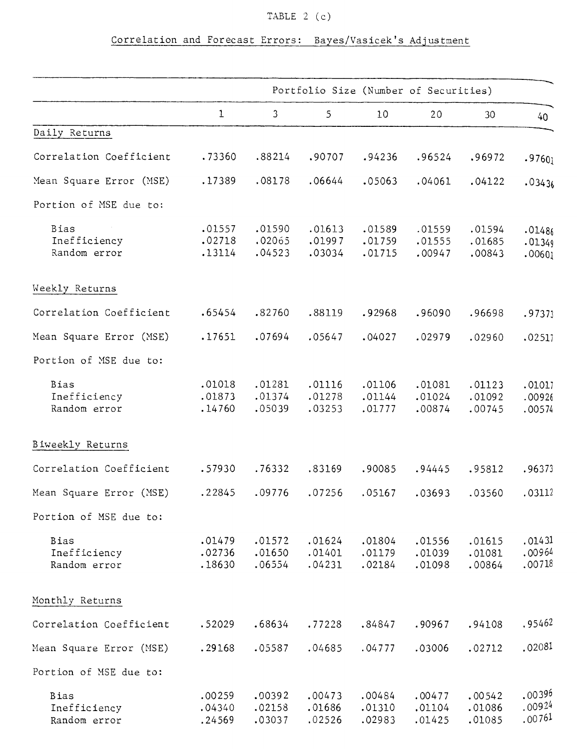TABLE 2 (c)

Correlation and Forecast Errors: Bayes/Vasicek's Adjustment

| | Portfolio Size (Number of Securities) | | | | | | |
|---|---|---|---|---|---|---|---|
| | 1 | 3 | 5 | 10 | 20 | 30 | 40 |
| Daily Returns | | | | | | | |
| Correlation Coefficient | .73360 | .88214 | .90707 | .94236 | .96524 | .96972 | .97601 |
| Mean Square Error (MSE) | .17389 | .08178 | .06644 | .05063 | .04061 | .04122 | .03436 |
| Portion of MSE due to: | | | | | | | |
| Bias | .01557 | .01590 | .01613 | .01589 | .01559 | .01594 | .01486 |
| Inefficiency | .02718 | .02065 | .01997 | .01759 | .01555 | .01685 | .01349 |
| Random error | .13114 | .04523 | .03034 | .01715 | .00947 | .00843 | .00601 |
| Weekly Returns | | | | | | | |
| Correlation Coefficient | .65454 | .82760 | .88119 | .92968 | .96090 | .96698 | .97373 |
| Mean Square Error (MSE) | .17651 | .07694 | .05647 | .04027 | .02979 | .02960 | .02517 |
| Portion of MSE due to: | | | | | | | |
| Bias | .01018 | .01281 | .01116 | .01106 | .01081 | .01123 | .01017 |
| Inefficiency | .01873 | .01374 | .01278 | .01144 | .01024 | .01092 | .00926 |
| Random error | .14760 | .05039 | .03253 | .01777 | .00874 | .00745 | .00574 |
| Biweekly Returns | | | | | | | |
| Correlation Coefficient | .57930 | .76332 | .83169 | .90085 | .94445 | .95812 | .96373 |
| Mean Square Error (MSE) | .22845 | .09776 | .07256 | .05167 | .03693 | .03560 | .03112 |
| Portion of MSE due to: | | | | | | | |
| Bias | .01479 | .01572 | .01624 | .01804 | .01556 | .01615 | .01431 |
| Inefficiency | .02736 | .01650 | .01401 | .01179 | .01039 | .01081 | .00964 |
| Random error | .18630 | .06554 | .04231 | .02184 | .01098 | .00864 | .00718 |
| Monthly Returns | | | | | | | |
| Correlation Coefficient | .52029 | .68634 | .77228 | .84847 | .90967 | .94108 | .95462 |
| Mean Square Error (MSE) | .29168 | .05587 | .04685 | .04777 | .03006 | .02712 | .02081 |
| Portion of MSE due to: | | | | | | | |
| Bias | .00259 | .00392 | .00473 | .00484 | .00477 | .00542 | .00396 |
| Inefficiency | .04340 | .02158 | .01686 | .01310 | .01104 | .01086 | .00924 |
| Random error | .24569 | .03037 | .02526 | .02983 | .01425 | .01085 | .00761 |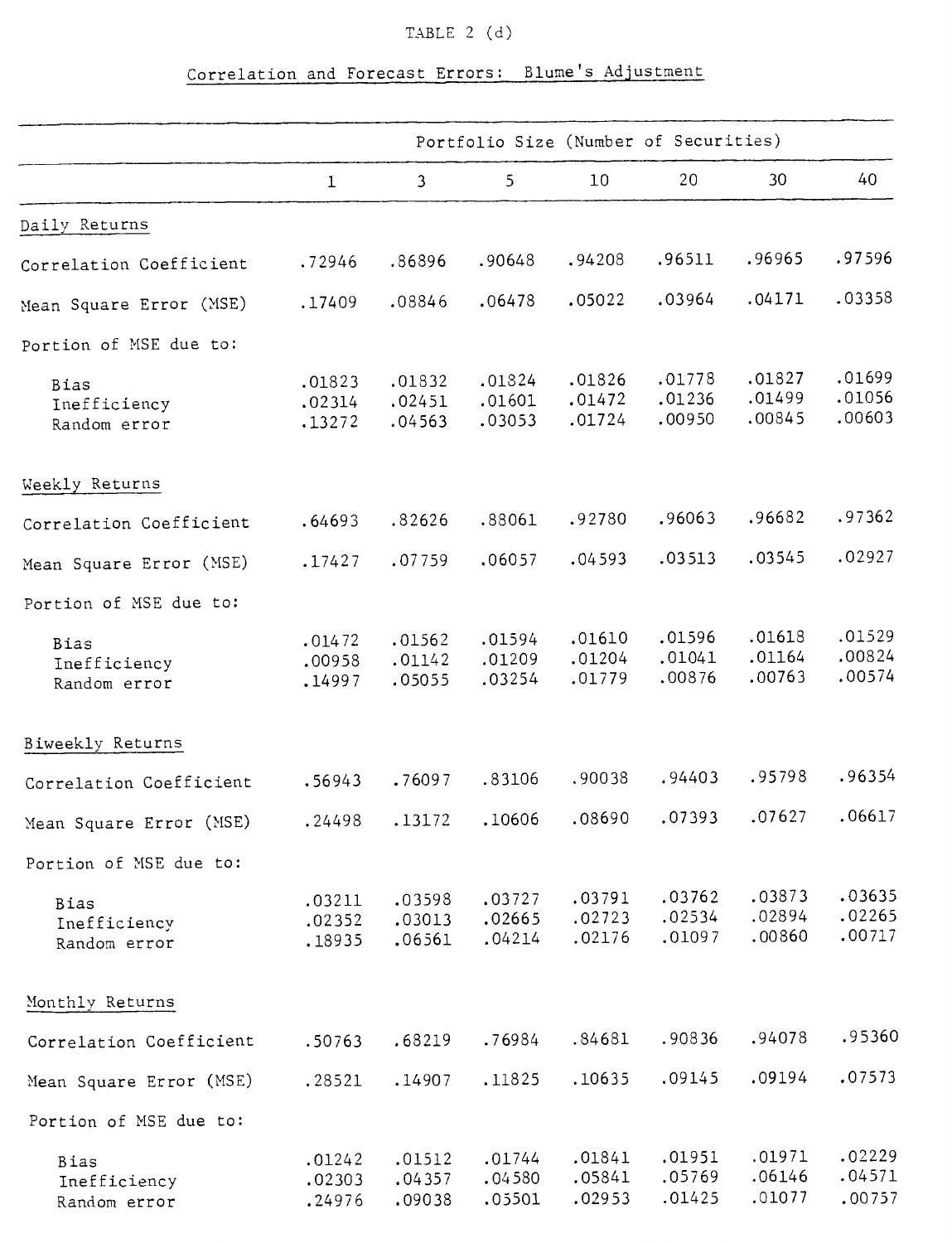TABLE 2 (d)

Correlation and Forecast Errors: Blume's Adjustment

| | Portfolio Size (Number of Securities) | | | | | | |
|---|---|---|---|---|---|---|---|
| | 1 | 3 | 5 | 10 | 20 | 30 | 40 |
| **Daily Returns** | | | | | | | |
| Correlation Coefficient | .72946 | .86896 | .90648 | .94208 | .96511 | .96965 | .97596 |
| Mean Square Error (MSE) | .17409 | .08846 | .06478 | .05022 | .03964 | .04171 | .03358 |
| Portion of MSE due to: | | | | | | | |
| Bias | .01823 | .01832 | .01824 | .01826 | .01778 | .01827 | .01699 |
| Inefficiency | .02314 | .02451 | .01601 | .01472 | .01236 | .01499 | .01056 |
| Random error | .13272 | .04563 | .03053 | .01724 | .00950 | .00845 | .00603 |
| **Weekly Returns** | | | | | | | |
| Correlation Coefficient | .64693 | .82626 | .88061 | .92780 | .96063 | .96682 | .97362 |
| Mean Square Error (MSE) | .17427 | .07759 | .06057 | .04593 | .03513 | .03545 | .02927 |
| Portion of MSE due to: | | | | | | | |
| Bias | .01472 | .01562 | .01594 | .01610 | .01596 | .01618 | .01529 |
| Inefficiency | .00958 | .01142 | .01209 | .01204 | .01041 | .01164 | .00824 |
| Random error | .14997 | .05055 | .03254 | .01779 | .00876 | .00763 | .00574 |
| **Biweekly Returns** | | | | | | | |
| Correlation Coefficient | .56943 | .76097 | .83106 | .90038 | .94403 | .95798 | .96354 |
| Mean Square Error (MSE) | .24498 | .13172 | .10606 | .08690 | .07393 | .07627 | .06617 |
| Portion of MSE due to: | | | | | | | |
| Bias | .03211 | .03598 | .03727 | .03791 | .03762 | .03873 | .03635 |
| Inefficiency | .02352 | .03013 | .02665 | .02723 | .02534 | .02894 | .02265 |
| Random error | .18935 | .06561 | .04214 | .02176 | .01097 | .00860 | .00717 |
| **Monthly Returns** | | | | | | | |
| Correlation Coefficient | .50763 | .68219 | .76984 | .84681 | .90836 | .94078 | .95360 |
| Mean Square Error (MSE) | .28521 | .14907 | .11825 | .10635 | .09145 | .09194 | .07573 |
| Portion of MSE due to: | | | | | | | |
| Bias | .01242 | .01512 | .01744 | .01841 | .01951 | .01971 | .02229 |
| Inefficiency | .02303 | .04357 | .04580 | .05841 | .05769 | .06146 | .04571 |
| Random error | .24976 | .09038 | .05501 | .02953 | .01425 | .01077 | .00757 |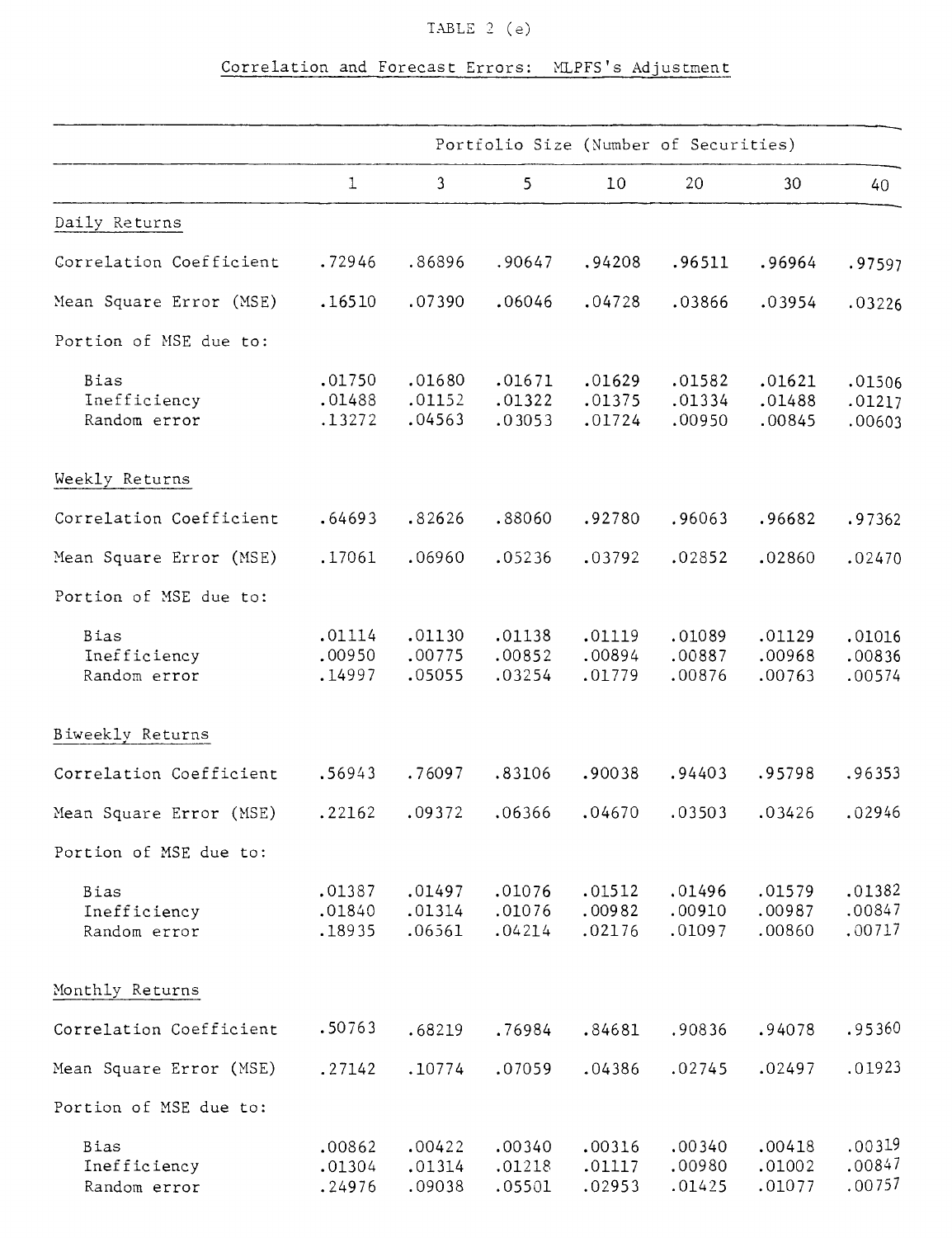TABLE 2 (e)

Correlation and Forecast Errors: MLPFS's Adjustment

| | Portfolio Size (Number of Securities) | | | | | | |
|---|---|---|---|---|---|---|---|
| | 1 | 3 | 5 | 10 | 20 | 30 | 40 |
| **Daily Returns** | | | | | | | |
| Correlation Coefficient | .72946 | .86896 | .90647 | .94208 | .96511 | .96964 | .97597 |
| Mean Square Error (MSE) | .16510 | .07390 | .06046 | .04728 | .03866 | .03954 | .03226 |
| Portion of MSE due to: | | | | | | | |
| Bias | .01750 | .01680 | .01671 | .01629 | .01582 | .01621 | .01506 |
| Inefficiency | .01488 | .01152 | .01322 | .01375 | .01334 | .01488 | .01217 |
| Random error | .13272 | .04563 | .03053 | .01724 | .00950 | .00845 | .00603 |
| **Weekly Returns** | | | | | | | |
| Correlation Coefficient | .64693 | .82626 | .88060 | .92780 | .96063 | .96682 | .97362 |
| Mean Square Error (MSE) | .17061 | .06960 | .05236 | .03792 | .02852 | .02860 | .02470 |
| Portion of MSE due to: | | | | | | | |
| Bias | .01114 | .01130 | .01138 | .01119 | .01089 | .01129 | .01016 |
| Inefficiency | .00950 | .00775 | .00852 | .00894 | .00887 | .00968 | .00836 |
| Random error | .14997 | .05055 | .03254 | .01779 | .00876 | .00763 | .00574 |
| **Biweekly Returns** | | | | | | | |
| Correlation Coefficient | .56943 | .76097 | .83106 | .90038 | .94403 | .95798 | .96353 |
| Mean Square Error (MSE) | .22162 | .09372 | .06366 | .04670 | .03503 | .03426 | .02946 |
| Portion of MSE due to: | | | | | | | |
| Bias | .01387 | .01497 | .01076 | .01512 | .01496 | .01579 | .01382 |
| Inefficiency | .01840 | .01314 | .01076 | .00982 | .00910 | .00987 | .00847 |
| Random error | .18935 | .06561 | .04214 | .02176 | .01097 | .00860 | .00717 |
| **Monthly Returns** | | | | | | | |
| Correlation Coefficient | .50763 | .68219 | .76984 | .84681 | .90836 | .94078 | .95360 |
| Mean Square Error (MSE) | .27142 | .10774 | .07059 | .04386 | .02745 | .02497 | .01923 |
| Portion of MSE due to: | | | | | | | |
| Bias | .00862 | .00422 | .00340 | .00316 | .00340 | .00418 | .00319 |
| Inefficiency | .01304 | .01314 | .01218 | .01117 | .00980 | .01002 | .00847 |
| Random error | .24976 | .09038 | .05501 | .02953 | .01425 | .01077 | .00757 |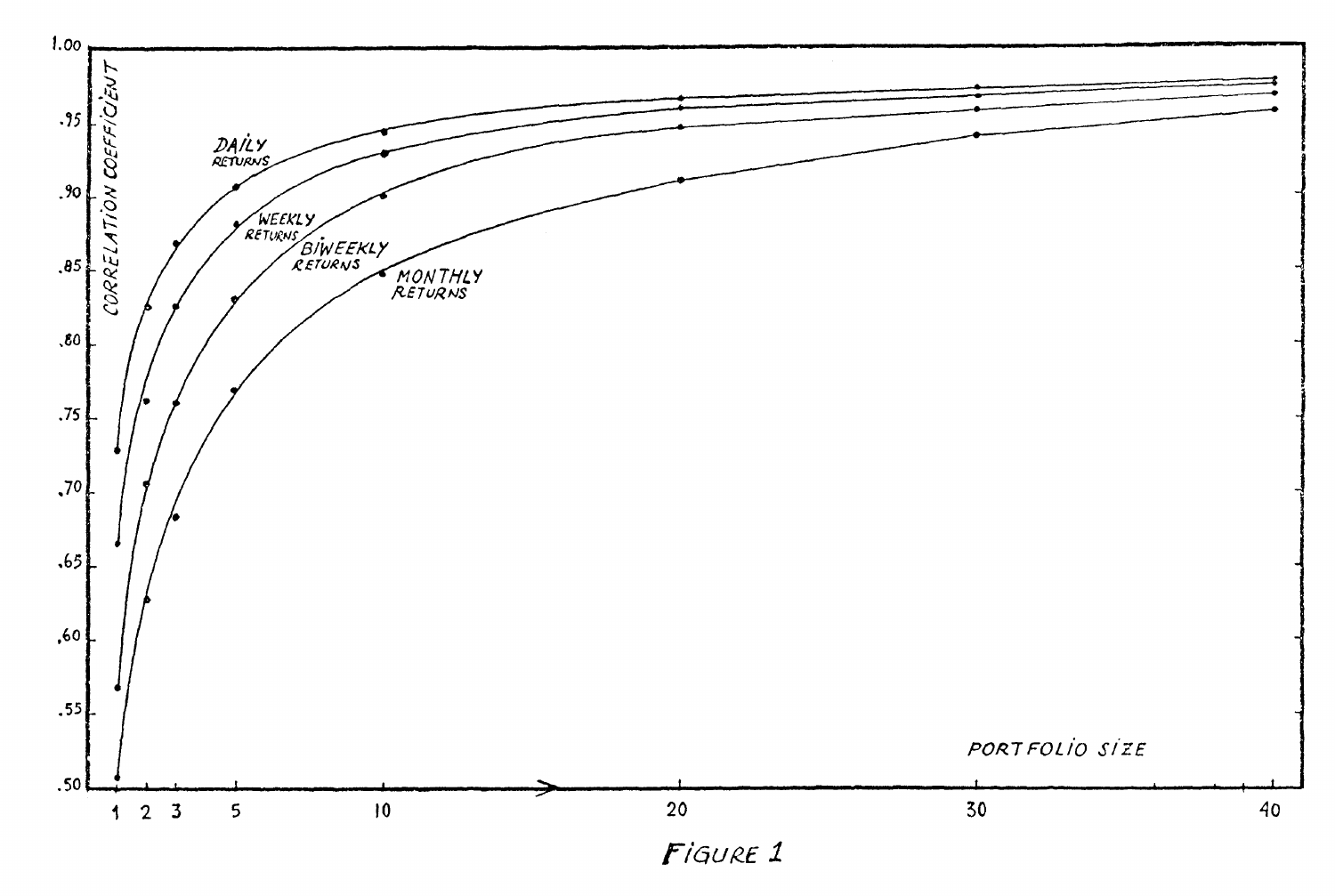FIGURE 1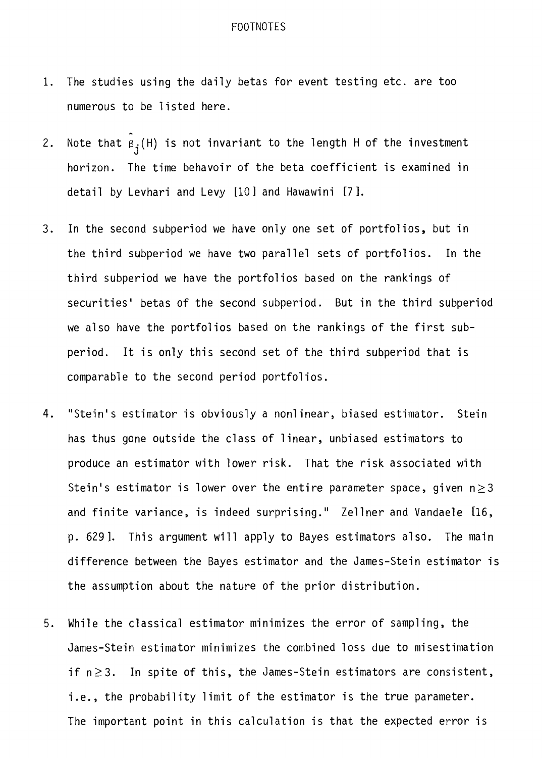# FOOTNOTES

1. The studies using the daily betas for event testing etc. are too numerous to be listed here.

2. Note that $\hat{\beta}_j(H)$ is not invariant to the length H of the investment horizon. The time behavoir of the beta coefficient is examined in detail by Levhari and Levy [10] and Hawawini [7].

3. In the second subperiod we have only one set of portfolios, but in the third subperiod we have two parallel sets of portfolios. In the third subperiod we have the portfolios based on the rankings of securities' betas of the second subperiod. But in the third subperiod we also have the portfolios based on the rankings of the first subperiod. It is only this second set of the third subperiod that is comparable to the second period portfolios.

4. "Stein's estimator is obviously a nonlinear, biased estimator. Stein has thus gone outside the class of linear, unbiased estimators to produce an estimator with lower risk. That the risk associated with Stein's estimator is lower over the entire parameter space, given $n \geq 3$ and finite variance, is indeed surprising." Zellner and Vandaele [16, p. 629]. This argument will apply to Bayes estimators also. The main difference between the Bayes estimator and the James-Stein estimator is the assumption about the nature of the prior distribution.

5. While the classical estimator minimizes the error of sampling, the James-Stein estimator minimizes the combined loss due to misestimation if $n \geq 3$. In spite of this, the James-Stein estimators are consistent, i.e., the probability limit of the estimator is the true parameter. The important point in this calculation is that the expected error is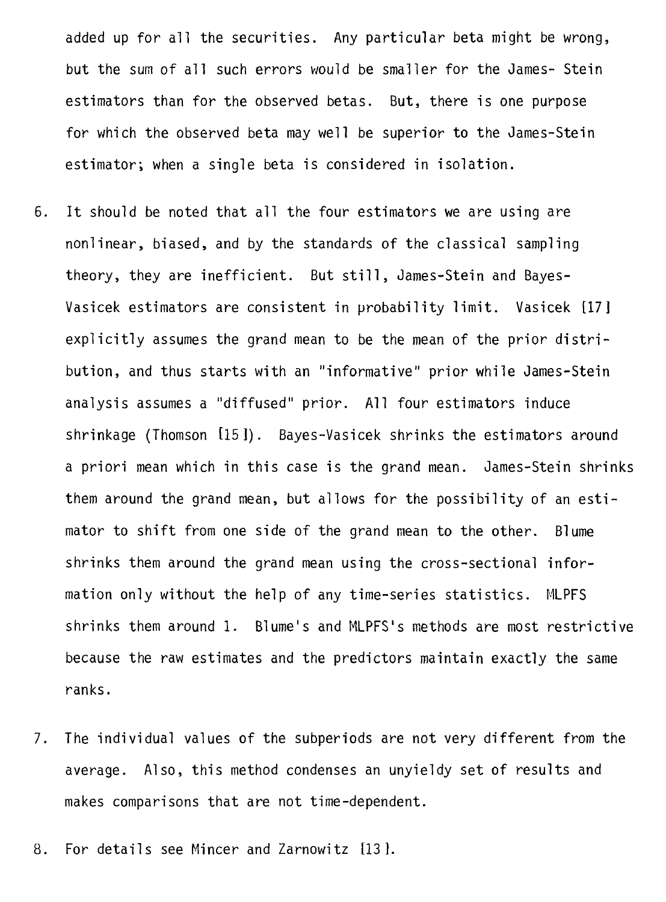added up for all the securities. Any particular beta might be wrong, but the sum of all such errors would be smaller for the James- Stein estimators than for the observed betas. But, there is one purpose for which the observed beta may well be superior to the James-Stein estimator; when a single beta is considered in isolation.

6. It should be noted that all the four estimators we are using are nonlinear, biased, and by the standards of the classical sampling theory, they are inefficient. But still, James-Stein and Bayes-Vasicek estimators are consistent in probability limit. Vasicek [17] explicitly assumes the grand mean to be the mean of the prior distribution, and thus starts with an "informative" prior while James-Stein analysis assumes a "diffused" prior. All four estimators induce shrinkage (Thomson [15]). Bayes-Vasicek shrinks the estimators around a priori mean which in this case is the grand mean. James-Stein shrinks them around the grand mean, but allows for the possibility of an estimator to shift from one side of the grand mean to the other. Blume shrinks them around the grand mean using the cross-sectional information only without the help of any time-series statistics. MLPFS shrinks them around 1. Blume's and MLPFS's methods are most restrictive because the raw estimates and the predictors maintain exactly the same ranks.

7. The individual values of the subperiods are not very different from the average. Also, this method condenses an unyieldy set of results and makes comparisons that are not time-dependent.

8. For details see Mincer and Zarnowitz [13].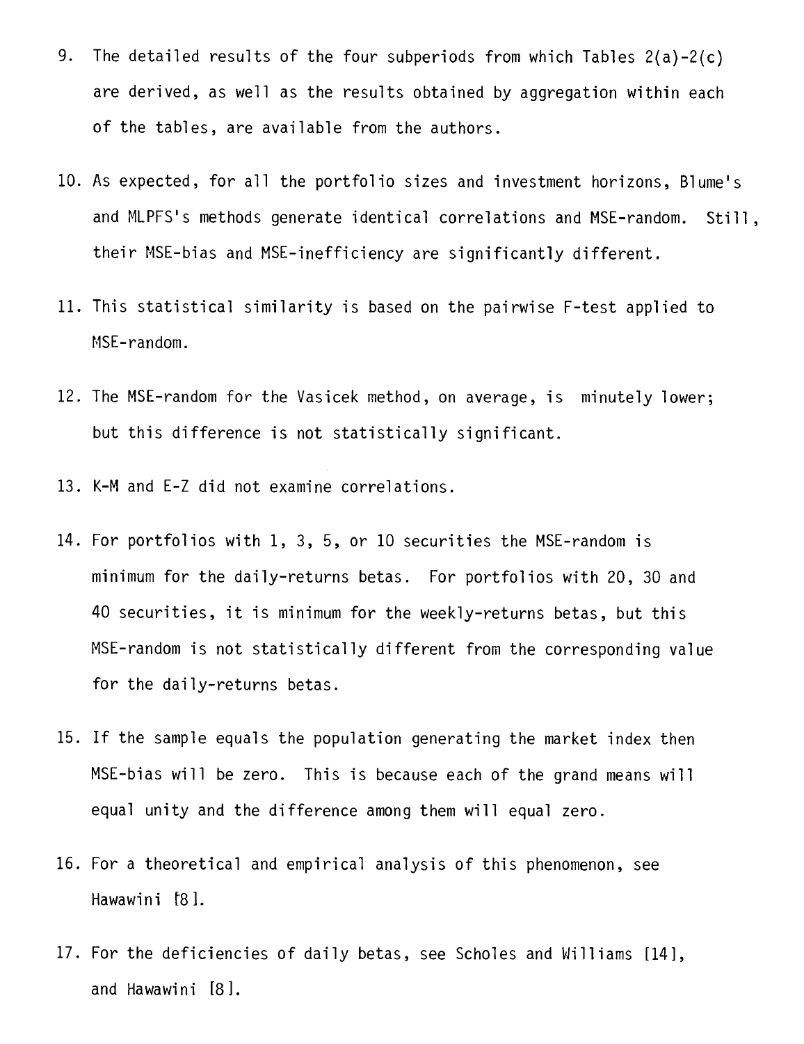9. The detailed results of the four subperiods from which Tables 2(a)-2(c) are derived, as well as the results obtained by aggregation within each of the tables, are available from the authors.

10. As expected, for all the portfolio sizes and investment horizons, Blume's and MLPFS's methods generate identical correlations and MSE-random. Still, their MSE-bias and MSE-inefficiency are significantly different.

11. This statistical similarity is based on the pairwise F-test applied to MSE-random.

12. The MSE-random for the Vasicek method, on average, is minutely lower; but this difference is not statistically significant.

13. K-M and E-Z did not examine correlations.

14. For portfolios with 1, 3, 5, or 10 securities the MSE-random is minimum for the daily-returns betas. For portfolios with 20, 30 and 40 securities, it is minimum for the weekly-returns betas, but this MSE-random is not statistically different from the corresponding value for the daily-returns betas.

15. If the sample equals the population generating the market index then MSE-bias will be zero. This is because each of the grand means will equal unity and the difference among them will equal zero.

16. For a theoretical and empirical analysis of this phenomenon, see Hawawini [8].

17. For the deficiencies of daily betas, see Scholes and Williams [14], and Hawawini [8].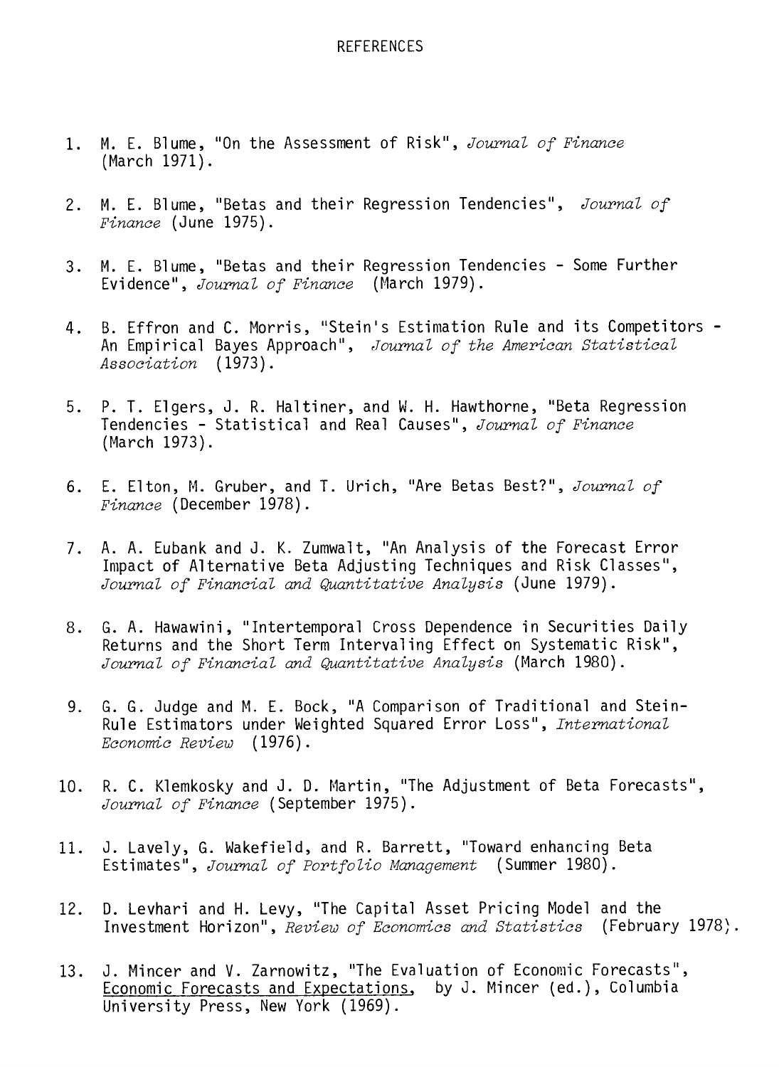# REFERENCES

1. M. E. Blume, "On the Assessment of Risk", *Journal of Finance* (March 1971).

2. M. E. Blume, "Betas and their Regression Tendencies", *Journal of Finance* (June 1975).

3. M. E. Blume, "Betas and their Regression Tendencies - Some Further Evidence", *Journal of Finance* (March 1979).

4. B. Effron and C. Morris, "Stein's Estimation Rule and its Competitors - An Empirical Bayes Approach", *Journal of the American Statistical Association* (1973).

5. P. T. Elgers, J. R. Haltiner, and W. H. Hawthorne, "Beta Regression Tendencies - Statistical and Real Causes", *Journal of Finance* (March 1973).

6. E. Elton, M. Gruber, and T. Urich, "Are Betas Best?", *Journal of Finance* (December 1978).

7. A. A. Eubank and J. K. Zumwalt, "An Analysis of the Forecast Error Impact of Alternative Beta Adjusting Techniques and Risk Classes", *Journal of Financial and Quantitative Analysis* (June 1979).

8. G. A. Hawawini, "Intertemporal Cross Dependence in Securities Daily Returns and the Short Term Intervaling Effect on Systematic Risk", *Journal of Financial and Quantitative Analysis* (March 1980).

9. G. G. Judge and M. E. Bock, "A Comparison of Traditional and Stein-Rule Estimators under Weighted Squared Error Loss", *International Economic Review* (1976).

10. R. C. Klemkosky and J. D. Martin, "The Adjustment of Beta Forecasts", *Journal of Finance* (September 1975).

11. J. Lavely, G. Wakefield, and R. Barrett, "Toward enhancing Beta Estimates", *Journal of Portfolio Management* (Summer 1980).

12. D. Levhari and H. Levy, "The Capital Asset Pricing Model and the Investment Horizon", *Review of Economics and Statistics* (February 1978).

13. J. Mincer and V. Zarnowitz, "The Evaluation of Economic Forecasts", Economic Forecasts and Expectations, by J. Mincer (ed.), Columbia University Press, New York (1969).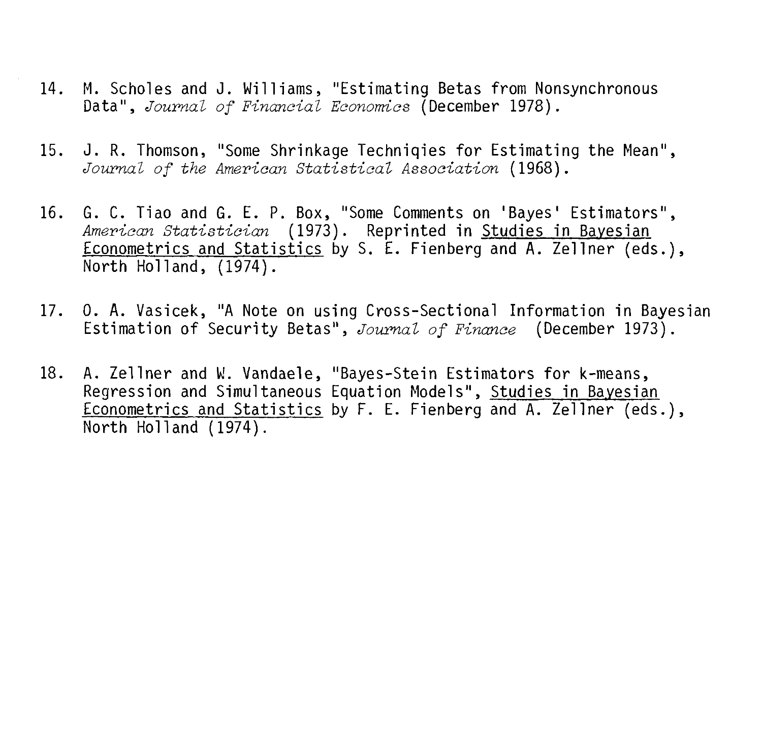14. M. Scholes and J. Williams, "Estimating Betas from Nonsynchronous Data", *Journal of Financial Economics* (December 1978).

15. J. R. Thomson, "Some Shrinkage Techniqies for Estimating the Mean", *Journal of the American Statistical Association* (1968).

16. G. C. Tiao and G. E. P. Box, "Some Comments on 'Bayes' Estimators", *American Statistician* (1973). Reprinted in <u>Studies in Bayesian Econometrics and Statistics</u> by S. E. Fienberg and A. Zellner (eds.), North Holland, (1974).

17. O. A. Vasicek, "A Note on using Cross-Sectional Information in Bayesian Estimation of Security Betas", *Journal of Finance* (December 1973).

18. A. Zellner and W. Vandaele, "Bayes-Stein Estimators for k-means, Regression and Simultaneous Equation Models", <u>Studies in Bayesian Econometrics and Statistics</u> by F. E. Fienberg and A. Zellner (eds.), North Holland (1974).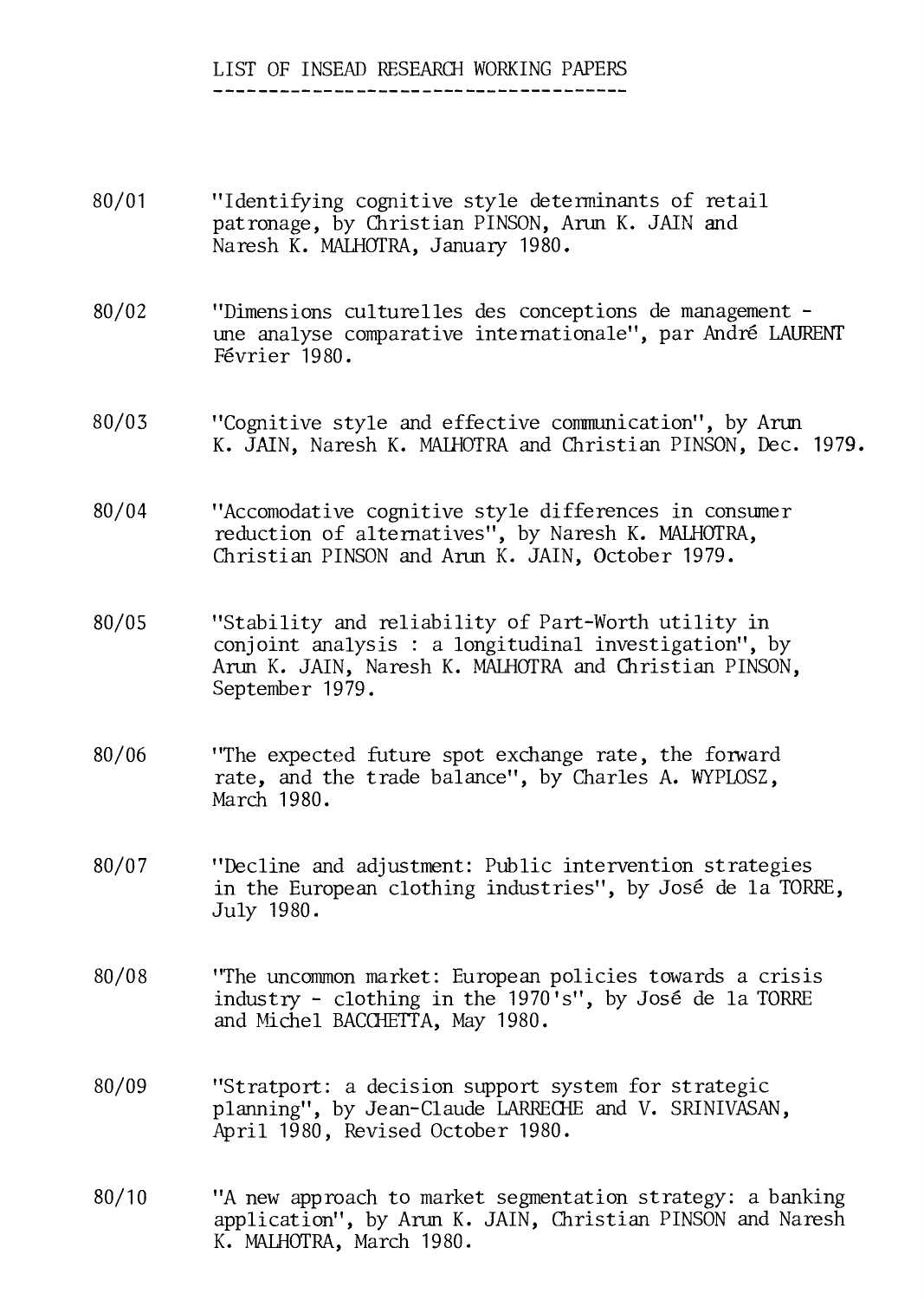# LIST OF INSEAD RESEARCH WORKING PAPERS

80/01 "Identifying cognitive style determinants of retail patronage, by Christian PINSON, Arun K. JAIN and Naresh K. MALHOTRA, January 1980.

80/02 "Dimensions culturelles des conceptions de management - une analyse comparative internationale", par André LAURENT Février 1980.

80/03 "Cognitive style and effective communication", by Arun K. JAIN, Naresh K. MALHOTRA and Christian PINSON, Dec. 1979.

80/04 "Accomodative cognitive style differences in consumer reduction of alternatives", by Naresh K. MALHOTRA, Christian PINSON and Arun K. JAIN, October 1979.

80/05 "Stability and reliability of Part-Worth utility in conjoint analysis : a longitudinal investigation", by Arun K. JAIN, Naresh K. MALHOTRA and Christian PINSON, September 1979.

80/06 "The expected future spot exchange rate, the forward rate, and the trade balance", by Charles A. WYPLOSZ, March 1980.

80/07 "Decline and adjustment: Public intervention strategies in the European clothing industries", by José de la TORRE, July 1980.

80/08 "The uncommon market: European policies towards a crisis industry - clothing in the 1970's", by José de la TORRE and Michel BACCHETTA, May 1980.

80/09 "Stratport: a decision support system for strategic planning", by Jean-Claude LARRECHE and V. SRINIVASAN, April 1980, Revised October 1980.

80/10 "A new approach to market segmentation strategy: a banking application", by Arun K. JAIN, Christian PINSON and Naresh K. MALHOTRA, March 1980.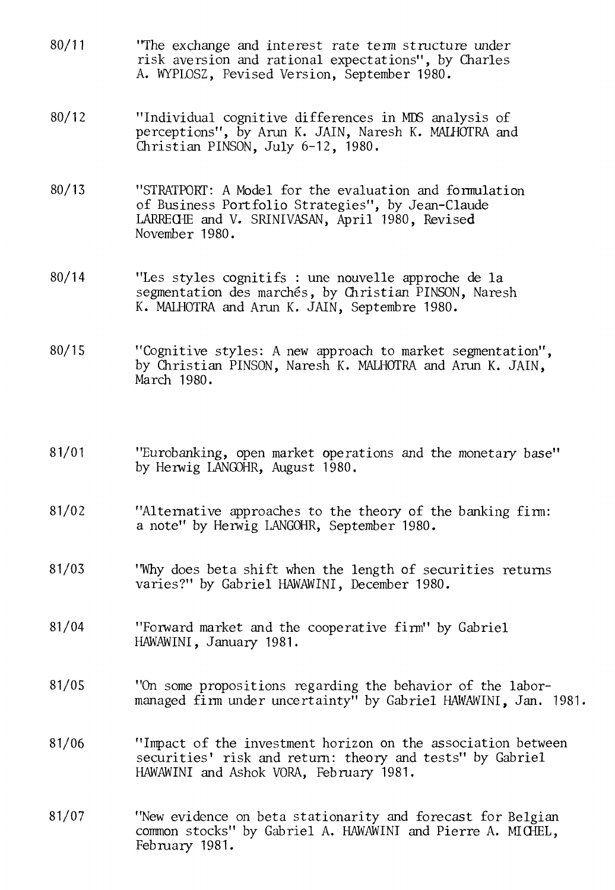80/11 "The exchange and interest rate term structure under risk aversion and rational expectations", by Charles A. WYPLOSZ, Pevised Version, September 1980.

80/12 "Individual cognitive differences in MDS analysis of perceptions", by Arun K. JAIN, Naresh K. MALHOTRA and Christian PINSON, July 6-12, 1980.

80/13 "STRATPORT: A Model for the evaluation and formulation of Business Portfolio Strategies", by Jean-Claude LARRECHE and V. SRINIVASAN, April 1980, Revised November 1980.

80/14 "Les styles cognitifs : une nouvelle approche de la segmentation des marchés, by Christian PINSON, Naresh K. MALHOTRA and Arun K. JAIN, Septembre 1980.

80/15 "Cognitive styles: A new approach to market segmentation", by Christian PINSON, Naresh K. MALHOTRA and Arun K. JAIN, March 1980.

81/01 "Eurobanking, open market operations and the monetary base" by Herwig LANGOHR, August 1980.

81/02 "Alternative approaches to the theory of the banking firm: a note" by Herwig LANGOHR, September 1980.

81/03 "Why does beta shift when the length of securities returns varies?" by Gabriel HAWAWINI, December 1980.

81/04 "Forward market and the cooperative firm" by Gabriel HAWAWINI, January 1981.

81/05 "On some propositions regarding the behavior of the labor-managed firm under uncertainty" by Gabriel HAWAWINI, Jan. 1981.

81/06 "Impact of the investment horizon on the association between securities' risk and return: theory and tests" by Gabriel HAWAWINI and Ashok VORA, February 1981.

81/07 "New evidence on beta stationarity and forecast for Belgian common stocks" by Gabriel A. HAWAWINI and Pierre A. MICHEL, February 1981.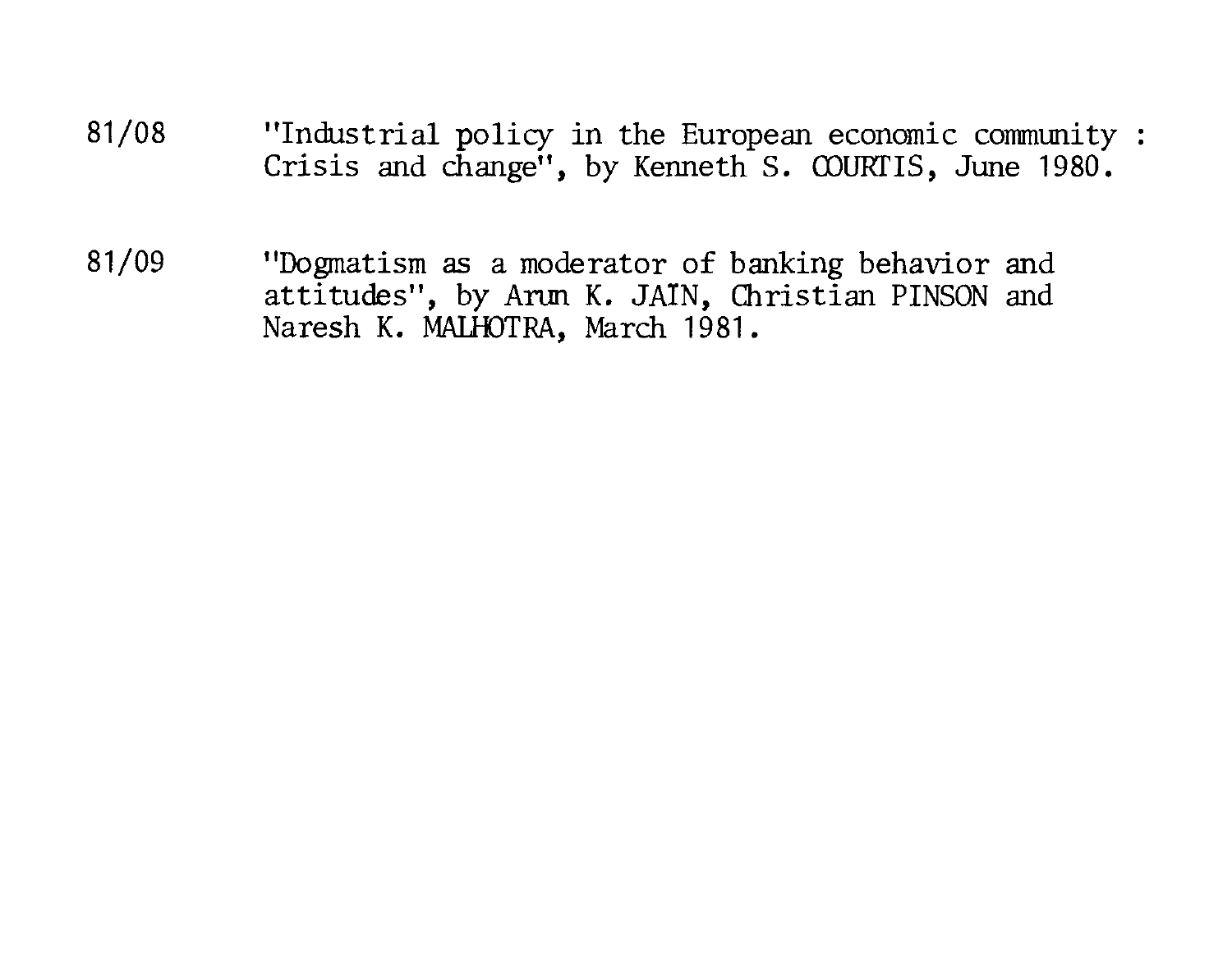81/08 "Industrial policy in the European economic community : Crisis and change", by Kenneth S. COURTIS, June 1980.

81/09 "Dogmatism as a moderator of banking behavior and attitudes", by Arun K. JAIN, Christian PINSON and Naresh K. MALHOTRA, March 1981.